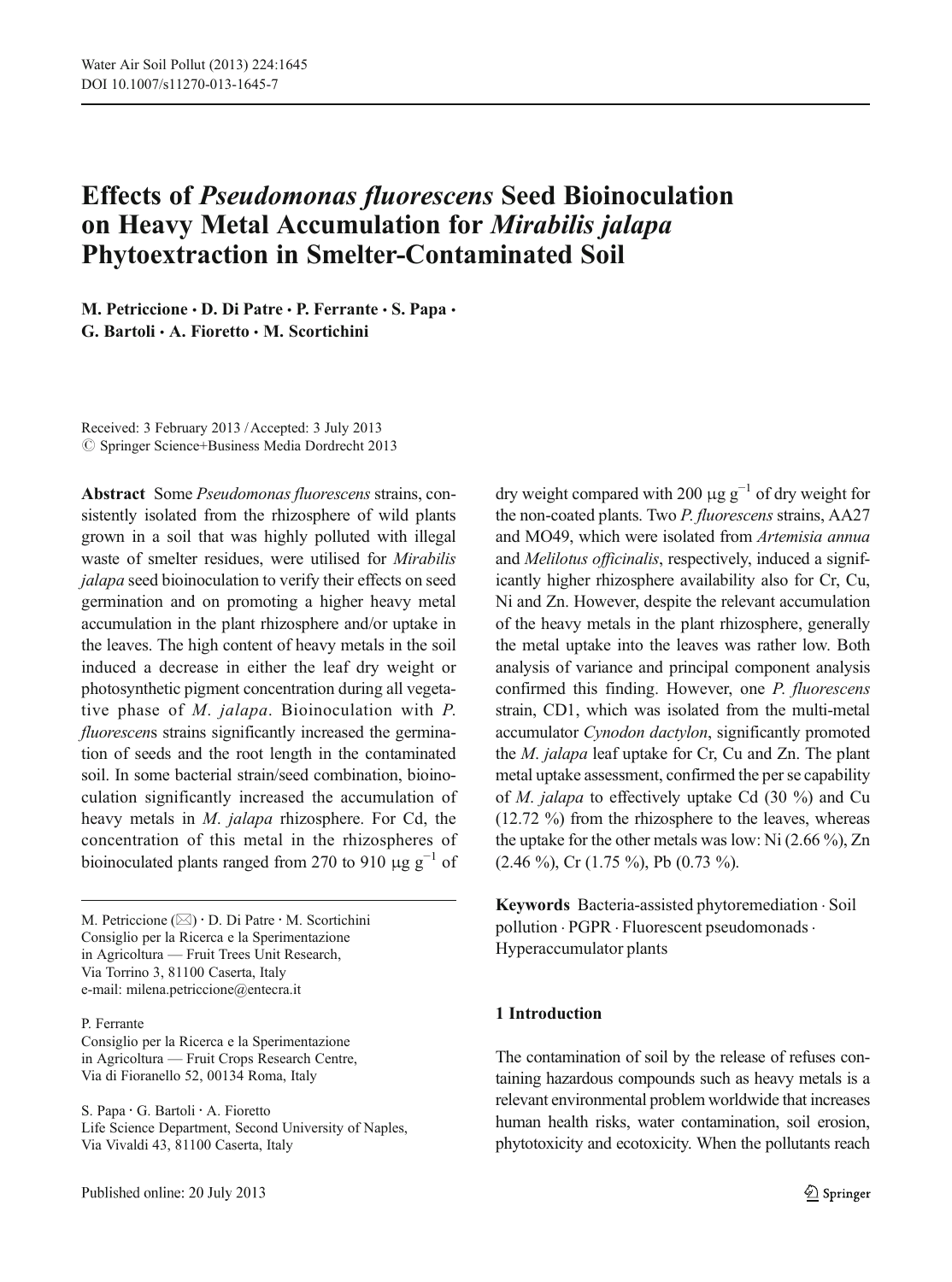# Effects of *Pseudomonas fluorescens* Seed Bioinoculation on Heavy Metal Accumulation for *Mirabilis jalapa* Phytoextraction in Smelter-Contaminated Soil

**M. Petriccione · D. Di Patre · P. Ferrante · S. Papa · G. Bartoli · A. Fioretto · M. Scortichini**

Received: 3 February 2013 / Accepted: 3 July 2013
© Springer Science+Business Media Dordrecht 2013

**Abstract** Some *Pseudomonas fluorescens* strains, consistently isolated from the rhizosphere of wild plants grown in a soil that was highly polluted with illegal waste of smelter residues, were utilised for *Mirabilis jalapa* seed bioinoculation to verify their effects on seed germination and on promoting a higher heavy metal accumulation in the plant rhizosphere and/or uptake in the leaves. The high content of heavy metals in the soil induced a decrease in either the leaf dry weight or photosynthetic pigment concentration during all vegetative phase of *M. jalapa*. Bioinoculation with *P. fluorescens* strains significantly increased the germination of seeds and the root length in the contaminated soil. In some bacterial strain/seed combination, bioinoculation significantly increased the accumulation of heavy metals in *M. jalapa* rhizosphere. For Cd, the concentration of this metal in the rhizospheres of bioinoculated plants ranged from 270 to 910 $\mu g\ g^{-1}$ of dry weight compared with 200 $\mu g\ g^{-1}$ of dry weight for the non-coated plants. Two *P. fluorescens* strains, AA27 and MO49, which were isolated from *Artemisia annua* and *Melilotus officinalis*, respectively, induced a significantly higher rhizosphere availability also for Cr, Cu, Ni and Zn. However, despite the relevant accumulation of the heavy metals in the plant rhizosphere, generally the metal uptake into the leaves was rather low. Both analysis of variance and principal component analysis confirmed this finding. However, one *P. fluorescens* strain, CD1, which was isolated from the multi-metal accumulator *Cynodon dactylon*, significantly promoted the *M. jalapa* leaf uptake for Cr, Cu and Zn. The plant metal uptake assessment, confirmed the per se capability of *M. jalapa* to effectively uptake Cd (30 %) and Cu (12.72 %) from the rhizosphere to the leaves, whereas the uptake for the other metals was low: Ni (2.66 %), Zn (2.46 %), Cr (1.75 %), Pb (0.73 %).

**Keywords** Bacteria-assisted phytoremediation · Soil pollution · PGPR · Fluorescent pseudomonads · Hyperaccumulator plants

M. Petriccione (✉) · D. Di Patre · M. Scortichini
Consiglio per la Ricerca e la Sperimentazione in Agricoltura — Fruit Trees Unit Research, Via Torrino 3, 81100 Caserta, Italy
e-mail: milena.petriccione@entecra.it

P. Ferrante
Consiglio per la Ricerca e la Sperimentazione in Agricoltura — Fruit Crops Research Centre, Via di Fioranello 52, 00134 Roma, Italy

S. Papa · G. Bartoli · A. Fioretto
Life Science Department, Second University of Naples, Via Vivaldi 43, 81100 Caserta, Italy

## 1 Introduction

The contamination of soil by the release of refuses containing hazardous compounds such as heavy metals is a relevant environmental problem worldwide that increases human health risks, water contamination, soil erosion, phytotoxicity and ecotoxicity. When the pollutants reach

Published online: 20 July 2013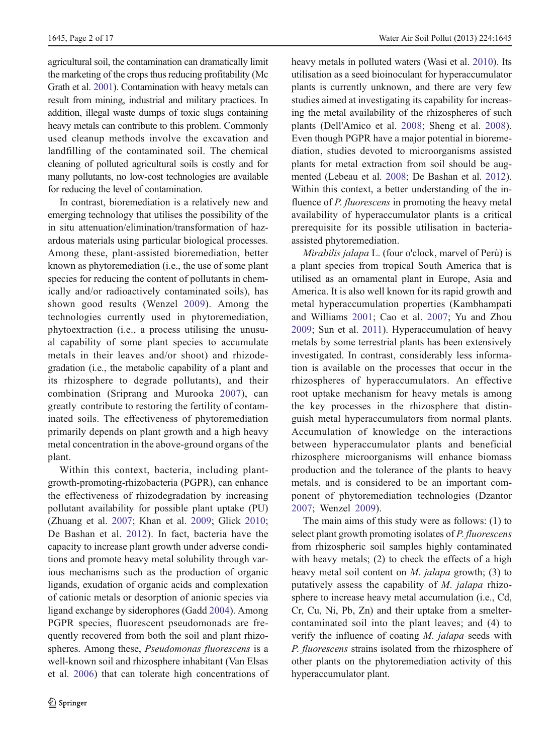agricultural soil, the contamination can dramatically limit the marketing of the crops thus reducing profitability (Mc Grath et al. 2001). Contamination with heavy metals can result from mining, industrial and military practices. In addition, illegal waste dumps of toxic slugs containing heavy metals can contribute to this problem. Commonly used cleanup methods involve the excavation and landfilling of the contaminated soil. The chemical cleaning of polluted agricultural soils is costly and for many pollutants, no low-cost technologies are available for reducing the level of contamination.

In contrast, bioremediation is a relatively new and emerging technology that utilises the possibility of the in situ attenuation/elimination/transformation of hazardous materials using particular biological processes. Among these, plant-assisted bioremediation, better known as phytoremediation (i.e., the use of some plant species for reducing the content of pollutants in chemically and/or radioactively contaminated soils), has shown good results (Wenzel 2009). Among the technologies currently used in phytoremediation, phytoextraction (i.e., a process utilising the unusual capability of some plant species to accumulate metals in their leaves and/or shoot) and rhizodegradation (i.e., the metabolic capability of a plant and its rhizosphere to degrade pollutants), and their combination (Sriprang and Murooka 2007), can greatly contribute to restoring the fertility of contaminated soils. The effectiveness of phytoremediation primarily depends on plant growth and a high heavy metal concentration in the above-ground organs of the plant.

Within this context, bacteria, including plant-growth-promoting-rhizobacteria (PGPR), can enhance the effectiveness of rhizodegradation by increasing pollutant availability for possible plant uptake (PU) (Zhuang et al. 2007; Khan et al. 2009; Glick 2010; De Bashan et al. 2012). In fact, bacteria have the capacity to increase plant growth under adverse conditions and promote heavy metal solubility through various mechanisms such as the production of organic ligands, exudation of organic acids and complexation of cationic metals or desorption of anionic species via ligand exchange by siderophores (Gadd 2004). Among PGPR species, fluorescent pseudomonads are frequently recovered from both the soil and plant rhizospheres. Among these, *Pseudomonas fluorescens* is a well-known soil and rhizosphere inhabitant (Van Elsas et al. 2006) that can tolerate high concentrations of heavy metals in polluted waters (Wasi et al. 2010). Its utilisation as a seed bioinoculant for hyperaccumulator plants is currently unknown, and there are very few studies aimed at investigating its capability for increasing the metal availability of the rhizospheres of such plants (Dell'Amico et al. 2008; Sheng et al. 2008). Even though PGPR have a major potential in bioremediation, studies devoted to microorganisms assisted plants for metal extraction from soil should be augmented (Lebeau et al. 2008; De Bashan et al. 2012). Within this context, a better understanding of the influence of *P. fluorescens* in promoting the heavy metal availability of hyperaccumulator plants is a critical prerequisite for its possible utilisation in bacteria-assisted phytoremediation.

*Mirabilis jalapa* L. (four o'clock, marvel of Perù) is a plant species from tropical South America that is utilised as an ornamental plant in Europe, Asia and America. It is also well known for its rapid growth and metal hyperaccumulation properties (Kambhampati and Williams 2001; Cao et al. 2007; Yu and Zhou 2009; Sun et al. 2011). Hyperaccumulation of heavy metals by some terrestrial plants has been extensively investigated. In contrast, considerably less information is available on the processes that occur in the rhizospheres of hyperaccumulators. An effective root uptake mechanism for heavy metals is among the key processes in the rhizosphere that distinguish metal hyperaccumulators from normal plants. Accumulation of knowledge on the interactions between hyperaccumulator plants and beneficial rhizosphere microorganisms will enhance biomass production and the tolerance of the plants to heavy metals, and is considered to be an important component of phytoremediation technologies (Dzantor 2007; Wenzel 2009).

The main aims of this study were as follows: (1) to select plant growth promoting isolates of *P. fluorescens* from rhizospheric soil samples highly contaminated with heavy metals; (2) to check the effects of a high heavy metal soil content on *M. jalapa* growth; (3) to putatively assess the capability of *M. jalapa* rhizosphere to increase heavy metal accumulation (i.e., Cd, Cr, Cu, Ni, Pb, Zn) and their uptake from a smelter-contaminated soil into the plant leaves; and (4) to verify the influence of coating *M. jalapa* seeds with *P. fluorescens* strains isolated from the rhizosphere of other plants on the phytoremediation activity of this hyperaccumulator plant.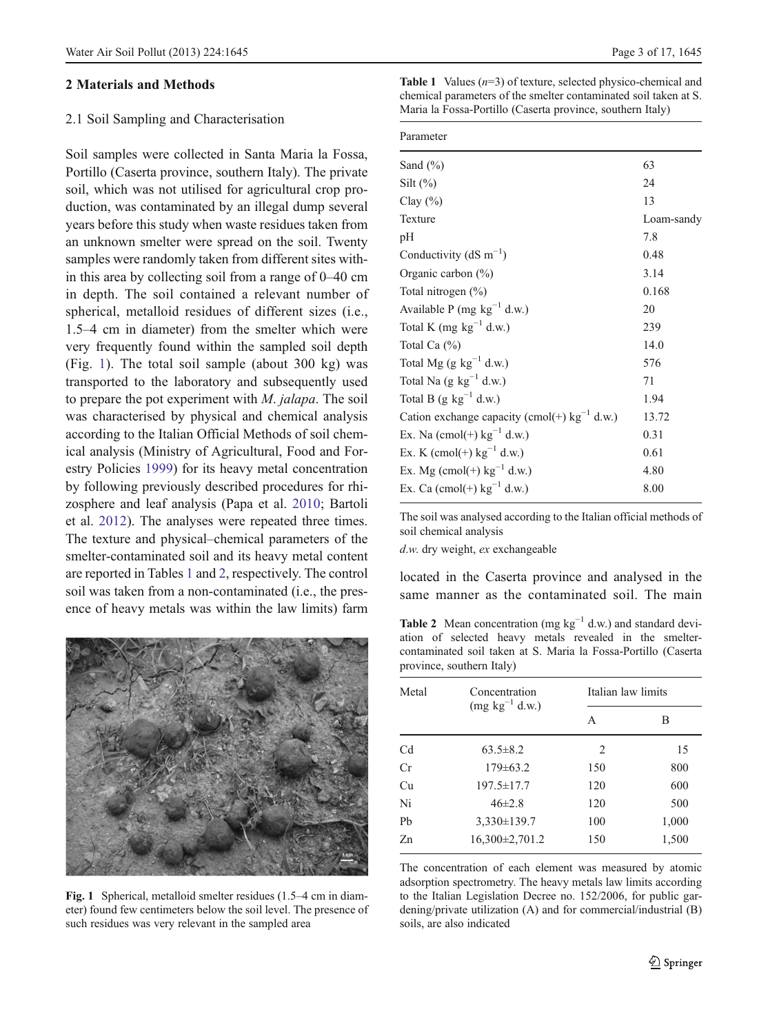## 2 Materials and Methods

### 2.1 Soil Sampling and Characterisation

Soil samples were collected in Santa Maria la Fossa, Portillo (Caserta province, southern Italy). The private soil, which was not utilised for agricultural crop production, was contaminated by an illegal dump several years before this study when waste residues taken from an unknown smelter were spread on the soil. Twenty samples were randomly taken from different sites within this area by collecting soil from a range of 0–40 cm in depth. The soil contained a relevant number of spherical, metalloid residues of different sizes (i.e., 1.5–4 cm in diameter) from the smelter which were very frequently found within the sampled soil depth (Fig. 1). The total soil sample (about 300 kg) was transported to the laboratory and subsequently used to prepare the pot experiment with *M. jalapa*. The soil was characterised by physical and chemical analysis according to the Italian Official Methods of soil chemical analysis (Ministry of Agricultural, Food and Forestry Policies 1999) for its heavy metal concentration by following previously described procedures for rhizosphere and leaf analysis (Papa et al. 2010; Bartoli et al. 2012). The analyses were repeated three times. The texture and physical–chemical parameters of the smelter-contaminated soil and its heavy metal content are reported in Tables 1 and 2, respectively. The control soil was taken from a non-contaminated (i.e., the presence of heavy metals was within the law limits) farm located in the Caserta province and analysed in the same manner as the contaminated soil. The main

Fig. 1 Spherical, metalloid smelter residues (1.5–4 cm in diameter) found few centimeters below the soil level. The presence of such residues was very relevant in the sampled area

**Table 1** Values ($n$=3) of texture, selected physico-chemical and chemical parameters of the smelter contaminated soil taken at S. Maria la Fossa-Portillo (Caserta province, southern Italy)

| Parameter | |
|---|---|
| Sand (%) | 63 |
| Silt (%) | 24 |
| Clay (%) | 13 |
| Texture | Loam-sandy |
| pH | 7.8 |
| Conductivity (dS $m^{-1}$) | 0.48 |
| Organic carbon (%) | 3.14 |
| Total nitrogen (%) | 0.168 |
| Available P (mg $kg^{-1}$ d.w.) | 20 |
| Total K (mg $kg^{-1}$ d.w.) | 239 |
| Total Ca (%) | 14.0 |
| Total Mg (g $kg^{-1}$ d.w.) | 576 |
| Total Na (g $kg^{-1}$ d.w.) | 71 |
| Total B (g $kg^{-1}$ d.w.) | 1.94 |
| Cation exchange capacity (cmol(+) $kg^{-1}$ d.w.) | 13.72 |
| Ex. Na (cmol(+) $kg^{-1}$ d.w.) | 0.31 |
| Ex. K (cmol(+) $kg^{-1}$ d.w.) | 0.61 |
| Ex. Mg (cmol(+) $kg^{-1}$ d.w.) | 4.80 |
| Ex. Ca (cmol(+) $kg^{-1}$ d.w.) | 8.00 |

The soil was analysed according to the Italian official methods of soil chemical analysis

*d.w.* dry weight, *ex* exchangeable

**Table 2** Mean concentration (mg $kg^{-1}$ d.w.) and standard deviation of selected heavy metals revealed in the smelter-contaminated soil taken at S. Maria la Fossa-Portillo (Caserta province, southern Italy)

| Metal | Concentration (mg $kg^{-1}$ d.w.) | Italian law limits | |
|---|---|---|---|
| | | A | B |
| Cd | 63.5±8.2 | 2 | 15 |
| Cr | 179±63.2 | 150 | 800 |
| Cu | 197.5±17.7 | 120 | 600 |
| Ni | 46±2.8 | 120 | 500 |
| Pb | 3,330±139.7 | 100 | 1,000 |
| Zn | 16,300±2,701.2 | 150 | 1,500 |

The concentration of each element was measured by atomic adsorption spectrometry. The heavy metals law limits according to the Italian Legislation Decree no. 152/2006, for public gardening/private utilization (A) and for commercial/industrial (B) soils, are also indicated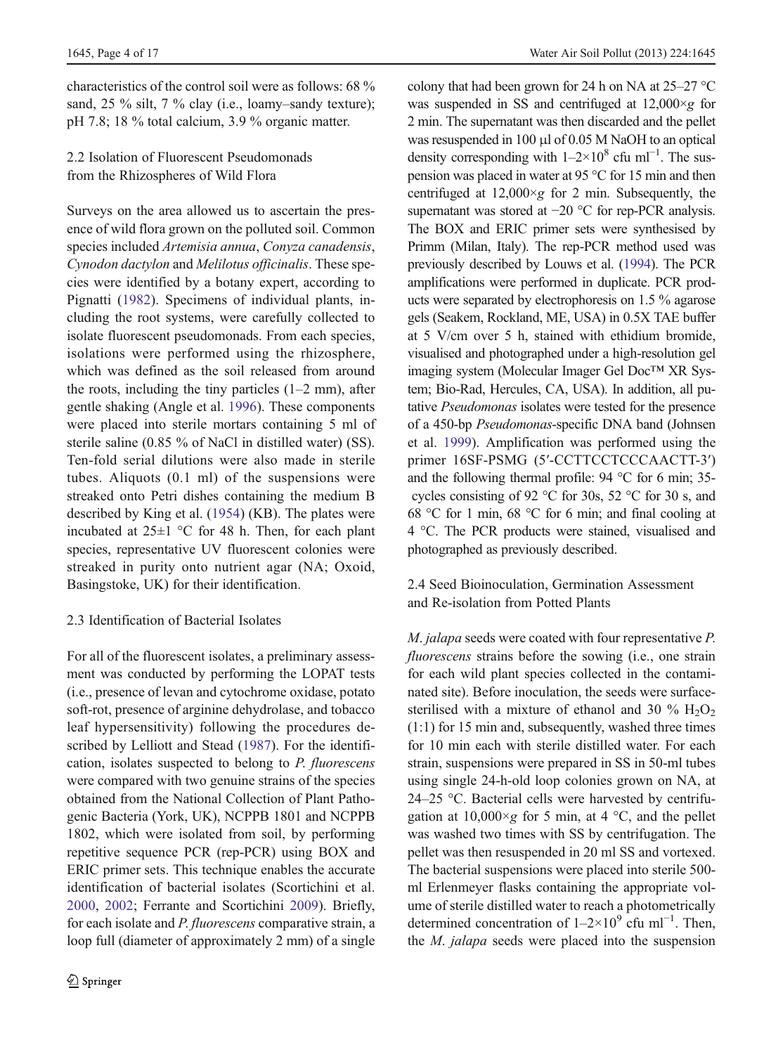characteristics of the control soil were as follows: 68 % sand, 25 % silt, 7 % clay (i.e., loamy–sandy texture); pH 7.8; 18 % total calcium, 3.9 % organic matter.

### 2.2 Isolation of Fluorescent Pseudomonads from the Rhizospheres of Wild Flora

Surveys on the area allowed us to ascertain the presence of wild flora grown on the polluted soil. Common species included *Artemisia annua*, *Conyza canadensis*, *Cynodon dactylon* and *Melilotus officinalis*. These species were identified by a botany expert, according to Pignatti (1982). Specimens of individual plants, including the root systems, were carefully collected to isolate fluorescent pseudomonads. From each species, isolations were performed using the rhizosphere, which was defined as the soil released from around the roots, including the tiny particles (1–2 mm), after gentle shaking (Angle et al. 1996). These components were placed into sterile mortars containing 5 ml of sterile saline (0.85 % of NaCl in distilled water) (SS). Ten-fold serial dilutions were also made in sterile tubes. Aliquots (0.1 ml) of the suspensions were streaked onto Petri dishes containing the medium B described by King et al. (1954) (KB). The plates were incubated at 25±1 °C for 48 h. Then, for each plant species, representative UV fluorescent colonies were streaked in purity onto nutrient agar (NA; Oxoid, Basingstoke, UK) for their identification.

### 2.3 Identification of Bacterial Isolates

For all of the fluorescent isolates, a preliminary assessment was conducted by performing the LOPAT tests (i.e., presence of levan and cytochrome oxidase, potato soft-rot, presence of arginine dehydrolase, and tobacco leaf hypersensitivity) following the procedures described by Lelliott and Stead (1987). For the identification, isolates suspected to belong to *P. fluorescens* were compared with two genuine strains of the species obtained from the National Collection of Plant Pathogenic Bacteria (York, UK), NCPPB 1801 and NCPPB 1802, which were isolated from soil, by performing repetitive sequence PCR (rep-PCR) using BOX and ERIC primer sets. This technique enables the accurate identification of bacterial isolates (Scortichini et al. 2000, 2002; Ferrante and Scortichini 2009). Briefly, for each isolate and *P. fluorescens* comparative strain, a loop full (diameter of approximately 2 mm) of a single colony that had been grown for 24 h on NA at 25–27 °C was suspended in SS and centrifuged at 12,000×*g* for 2 min. The supernatant was then discarded and the pellet was resuspended in 100 µl of 0.05 M NaOH to an optical density corresponding with $1–2\times10^{8}$ cfu $ml^{-1}$. The suspension was placed in water at 95 °C for 15 min and then centrifuged at 12,000×*g* for 2 min. Subsequently, the supernatant was stored at −20 °C for rep-PCR analysis. The BOX and ERIC primer sets were synthesised by Primm (Milan, Italy). The rep-PCR method used was previously described by Louws et al. (1994). The PCR amplifications were performed in duplicate. PCR products were separated by electrophoresis on 1.5 % agarose gels (Seakem, Rockland, ME, USA) in 0.5X TAE buffer at 5 V/cm over 5 h, stained with ethidium bromide, visualised and photographed under a high-resolution gel imaging system (Molecular Imager Gel Doc™ XR System; Bio-Rad, Hercules, CA, USA). In addition, all putative *Pseudomonas* isolates were tested for the presence of a 450-bp *Pseudomonas*-specific DNA band (Johnsen et al. 1999). Amplification was performed using the primer 16SF-PSMG (5′-CCTTCCTCCCAACTT-3′) and the following thermal profile: 94 °C for 6 min; 35 cycles consisting of 92 °C for 30s, 52 °C for 30 s, and 68 °C for 1 min, 68 °C for 6 min; and final cooling at 4 °C. The PCR products were stained, visualised and photographed as previously described.

### 2.4 Seed Bioinoculation, Germination Assessment and Re-isolation from Potted Plants

*M. jalapa* seeds were coated with four representative *P. fluorescens* strains before the sowing (i.e., one strain for each wild plant species collected in the contaminated site). Before inoculation, the seeds were surface-sterilised with a mixture of ethanol and 30 % $H_2O_2$ (1:1) for 15 min and, subsequently, washed three times for 10 min each with sterile distilled water. For each strain, suspensions were prepared in SS in 50-ml tubes using single 24-h-old loop colonies grown on NA, at 24–25 °C. Bacterial cells were harvested by centrifugation at 10,000×*g* for 5 min, at 4 °C, and the pellet was washed two times with SS by centrifugation. The pellet was then resuspended in 20 ml SS and vortexed. The bacterial suspensions were placed into sterile 500-ml Erlenmeyer flasks containing the appropriate volume of sterile distilled water to reach a photometrically determined concentration of $1–2\times10^{9}$ cfu $ml^{-1}$. Then, the *M. jalapa* seeds were placed into the suspension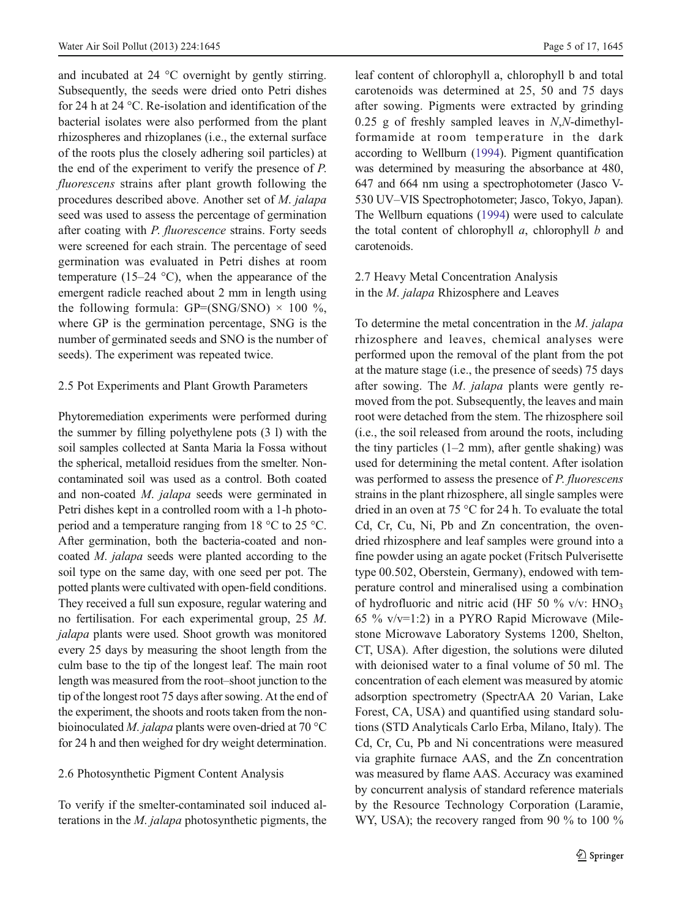and incubated at 24 °C overnight by gently stirring. Subsequently, the seeds were dried onto Petri dishes for 24 h at 24 °C. Re-isolation and identification of the bacterial isolates were also performed from the plant rhizospheres and rhizoplanes (i.e., the external surface of the roots plus the closely adhering soil particles) at the end of the experiment to verify the presence of *P. fluorescens* strains after plant growth following the procedures described above. Another set of *M. jalapa* seed was used to assess the percentage of germination after coating with *P. fluorescence* strains. Forty seeds were screened for each strain. The percentage of seed germination was evaluated in Petri dishes at room temperature (15–24 °C), when the appearance of the emergent radicle reached about 2 mm in length using the following formula: GP=(SNG/SNO) × 100 %, where GP is the germination percentage, SNG is the number of germinated seeds and SNO is the number of seeds). The experiment was repeated twice.

### 2.5 Pot Experiments and Plant Growth Parameters

Phytoremediation experiments were performed during the summer by filling polyethylene pots (3 l) with the soil samples collected at Santa Maria la Fossa without the spherical, metalloid residues from the smelter. Non-contaminated soil was used as a control. Both coated and non-coated *M. jalapa* seeds were germinated in Petri dishes kept in a controlled room with a 1-h photoperiod and a temperature ranging from 18 °C to 25 °C. After germination, both the bacteria-coated and non-coated *M. jalapa* seeds were planted according to the soil type on the same day, with one seed per pot. The potted plants were cultivated with open-field conditions. They received a full sun exposure, regular watering and no fertilisation. For each experimental group, 25 *M. jalapa* plants were used. Shoot growth was monitored every 25 days by measuring the shoot length from the culm base to the tip of the longest leaf. The main root length was measured from the root–shoot junction to the tip of the longest root 75 days after sowing. At the end of the experiment, the shoots and roots taken from the non-bioinoculated *M. jalapa* plants were oven-dried at 70 °C for 24 h and then weighed for dry weight determination.

### 2.6 Photosynthetic Pigment Content Analysis

To verify if the smelter-contaminated soil induced alterations in the *M. jalapa* photosynthetic pigments, the leaf content of chlorophyll a, chlorophyll b and total carotenoids was determined at 25, 50 and 75 days after sowing. Pigments were extracted by grinding 0.25 g of freshly sampled leaves in *N*,*N*-dimethylformamide at room temperature in the dark according to Wellburn (1994). Pigment quantification was determined by measuring the absorbance at 480, 647 and 664 nm using a spectrophotometer (Jasco V-530 UV–VIS Spectrophotometer; Jasco, Tokyo, Japan). The Wellburn equations (1994) were used to calculate the total content of chlorophyll *a*, chlorophyll *b* and carotenoids.

### 2.7 Heavy Metal Concentration Analysis in the *M. jalapa* Rhizosphere and Leaves

To determine the metal concentration in the *M. jalapa* rhizosphere and leaves, chemical analyses were performed upon the removal of the plant from the pot at the mature stage (i.e., the presence of seeds) 75 days after sowing. The *M. jalapa* plants were gently removed from the pot. Subsequently, the leaves and main root were detached from the stem. The rhizosphere soil (i.e., the soil released from around the roots, including the tiny particles (1–2 mm), after gentle shaking) was used for determining the metal content. After isolation was performed to assess the presence of *P. fluorescens* strains in the plant rhizosphere, all single samples were dried in an oven at 75 °C for 24 h. To evaluate the total Cd, Cr, Cu, Ni, Pb and Zn concentration, the oven-dried rhizosphere and leaf samples were ground into a fine powder using an agate pocket (Fritsch Pulverisette type 00.502, Oberstein, Germany), endowed with temperature control and mineralised using a combination of hydrofluoric and nitric acid (HF 50 % v/v: $HNO_3$ 65 % v/v=1:2) in a PYRO Rapid Microwave (Milestone Microwave Laboratory Systems 1200, Shelton, CT, USA). After digestion, the solutions were diluted with deionised water to a final volume of 50 ml. The concentration of each element was measured by atomic adsorption spectrometry (SpectrAA 20 Varian, Lake Forest, CA, USA) and quantified using standard solutions (STD Analyticals Carlo Erba, Milano, Italy). The Cd, Cr, Cu, Pb and Ni concentrations were measured via graphite furnace AAS, and the Zn concentration was measured by flame AAS. Accuracy was examined by concurrent analysis of standard reference materials by the Resource Technology Corporation (Laramie, WY, USA); the recovery ranged from 90 % to 100 %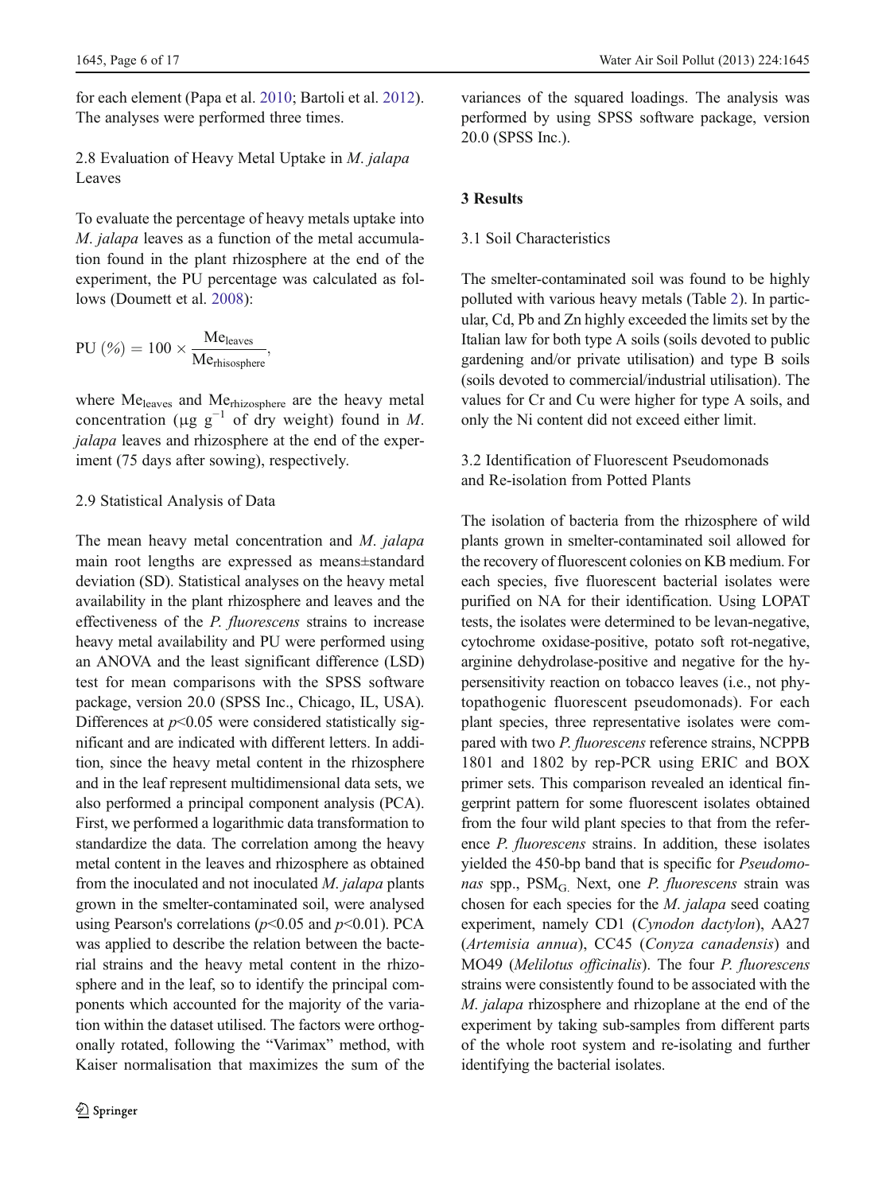for each element (Papa et al. 2010; Bartoli et al. 2012). The analyses were performed three times.

### 2.8 Evaluation of Heavy Metal Uptake in *M. jalapa* Leaves

To evaluate the percentage of heavy metals uptake into *M. jalapa* leaves as a function of the metal accumulation found in the plant rhizosphere at the end of the experiment, the PU percentage was calculated as follows (Doumett et al. 2008):

$$\mathrm{PU}\ (\%) = 100 \times \frac{\mathrm{Me}_{\mathrm{leaves}}}{\mathrm{Me}_{\mathrm{rhisosphere}}},$$

where $\mathrm{Me}_{\mathrm{leaves}}$ and $\mathrm{Me}_{\mathrm{rhizosphere}}$ are the heavy metal concentration ($\mu g\ g^{-1}$ of dry weight) found in *M. jalapa* leaves and rhizosphere at the end of the experiment (75 days after sowing), respectively.

### 2.9 Statistical Analysis of Data

The mean heavy metal concentration and *M. jalapa* main root lengths are expressed as means±standard deviation (SD). Statistical analyses on the heavy metal availability in the plant rhizosphere and leaves and the effectiveness of the *P. fluorescens* strains to increase heavy metal availability and PU were performed using an ANOVA and the least significant difference (LSD) test for mean comparisons with the SPSS software package, version 20.0 (SPSS Inc., Chicago, IL, USA). Differences at $p<0.05$ were considered statistically significant and are indicated with different letters. In addition, since the heavy metal content in the rhizosphere and in the leaf represent multidimensional data sets, we also performed a principal component analysis (PCA). First, we performed a logarithmic data transformation to standardize the data. The correlation among the heavy metal content in the leaves and rhizosphere as obtained from the inoculated and not inoculated *M. jalapa* plants grown in the smelter-contaminated soil, were analysed using Pearson's correlations ($p<0.05$ and $p<0.01$). PCA was applied to describe the relation between the bacterial strains and the heavy metal content in the rhizosphere and in the leaf, so to identify the principal components which accounted for the majority of the variation within the dataset utilised. The factors were orthogonally rotated, following the "Varimax" method, with Kaiser normalisation that maximizes the sum of the variances of the squared loadings. The analysis was performed by using SPSS software package, version 20.0 (SPSS Inc.).

## 3 Results

### 3.1 Soil Characteristics

The smelter-contaminated soil was found to be highly polluted with various heavy metals (Table 2). In particular, Cd, Pb and Zn highly exceeded the limits set by the Italian law for both type A soils (soils devoted to public gardening and/or private utilisation) and type B soils (soils devoted to commercial/industrial utilisation). The values for Cr and Cu were higher for type A soils, and only the Ni content did not exceed either limit.

### 3.2 Identification of Fluorescent Pseudomonads and Re-isolation from Potted Plants

The isolation of bacteria from the rhizosphere of wild plants grown in smelter-contaminated soil allowed for the recovery of fluorescent colonies on KB medium. For each species, five fluorescent bacterial isolates were purified on NA for their identification. Using LOPAT tests, the isolates were determined to be levan-negative, cytochrome oxidase-positive, potato soft rot-negative, arginine dehydrolase-positive and negative for the hypersensitivity reaction on tobacco leaves (i.e., not phytopathogenic fluorescent pseudomonads). For each plant species, three representative isolates were compared with two *P. fluorescens* reference strains, NCPPB 1801 and 1802 by rep-PCR using ERIC and BOX primer sets. This comparison revealed an identical fingerprint pattern for some fluorescent isolates obtained from the four wild plant species to that from the reference *P. fluorescens* strains. In addition, these isolates yielded the 450-bp band that is specific for *Pseudomonas* spp., $\mathrm{PSM}_{\mathrm{G.}}$ Next, one *P. fluorescens* strain was chosen for each species for the *M. jalapa* seed coating experiment, namely CD1 (*Cynodon dactylon*), AA27 (*Artemisia annua*), CC45 (*Conyza canadensis*) and MO49 (*Melilotus officinalis*). The four *P. fluorescens* strains were consistently found to be associated with the *M. jalapa* rhizosphere and rhizoplane at the end of the experiment by taking sub-samples from different parts of the whole root system and re-isolating and further identifying the bacterial isolates.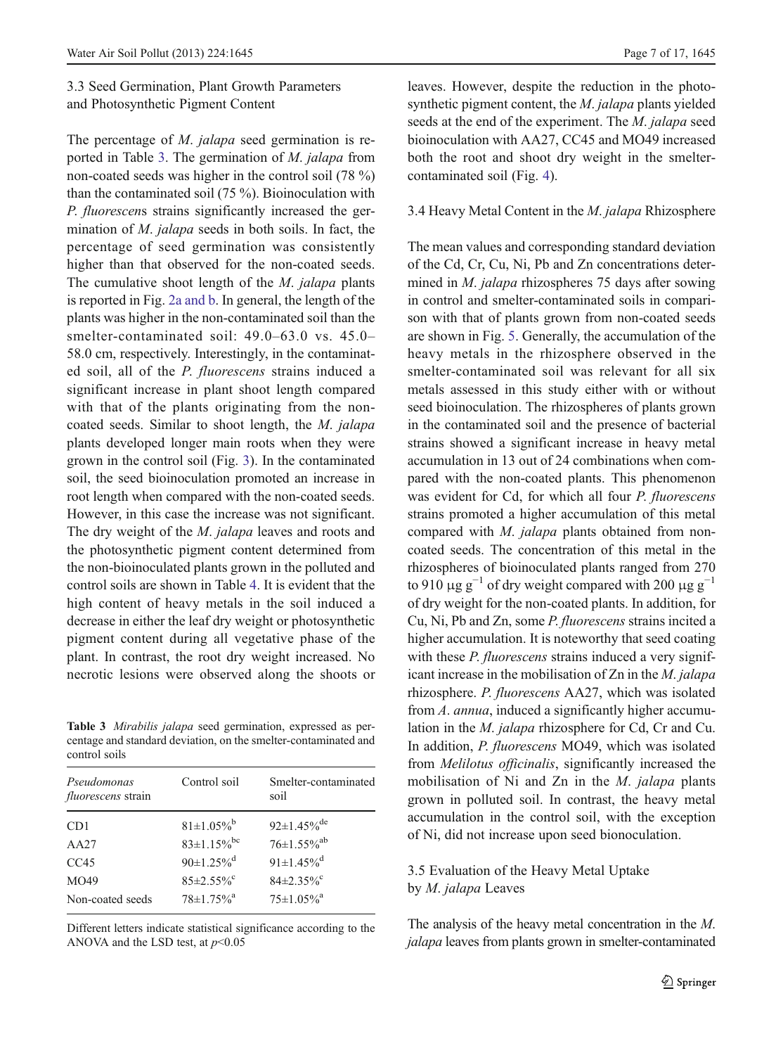### 3.3 Seed Germination, Plant Growth Parameters and Photosynthetic Pigment Content

The percentage of *M. jalapa* seed germination is reported in Table 3. The germination of *M. jalapa* from non-coated seeds was higher in the control soil (78 %) than the contaminated soil (75 %). Bioinoculation with *P. fluorescens* strains significantly increased the germination of *M. jalapa* seeds in both soils. In fact, the percentage of seed germination was consistently higher than that observed for the non-coated seeds. The cumulative shoot length of the *M. jalapa* plants is reported in Fig. 2a and b. In general, the length of the plants was higher in the non-contaminated soil than the smelter-contaminated soil: 49.0–63.0 vs. 45.0–58.0 cm, respectively. Interestingly, in the contaminated soil, all of the *P. fluorescens* strains induced a significant increase in plant shoot length compared with that of the plants originating from the non-coated seeds. Similar to shoot length, the *M. jalapa* plants developed longer main roots when they were grown in the control soil (Fig. 3). In the contaminated soil, the seed bioinoculation promoted an increase in root length when compared with the non-coated seeds. However, in this case the increase was not significant. The dry weight of the *M. jalapa* leaves and roots and the photosynthetic pigment content determined from the non-bioinoculated plants grown in the polluted and control soils are shown in Table 4. It is evident that the high content of heavy metals in the soil induced a decrease in either the leaf dry weight or photosynthetic pigment content during all vegetative phase of the plant. In contrast, the root dry weight increased. No necrotic lesions were observed along the shoots or leaves. However, despite the reduction in the photosynthetic pigment content, the *M. jalapa* plants yielded seeds at the end of the experiment. The *M. jalapa* seed bioinoculation with AA27, CC45 and MO49 increased both the root and shoot dry weight in the smelter-contaminated soil (Fig. 4).

**Table 3** *Mirabilis jalapa* seed germination, expressed as percentage and standard deviation, on the smelter-contaminated and control soils

| *Pseudomonas fluorescens* strain | Control soil | Smelter-contaminated soil |
|---|---|---|
| CD1 | 81±1.05%$^{b}$ | 92±1.45%$^{de}$ |
| AA27 | 83±1.15%$^{bc}$ | 76±1.55%$^{ab}$ |
| CC45 | 90±1.25%$^{d}$ | 91±1.45%$^{d}$ |
| MO49 | 85±2.55%$^{c}$ | 84±2.35%$^{c}$ |
| Non-coated seeds | 78±1.75%$^{a}$ | 75±1.05%$^{a}$ |

Different letters indicate statistical significance according to the ANOVA and the LSD test, at $p<0.05$

### 3.4 Heavy Metal Content in the *M. jalapa* Rhizosphere

The mean values and corresponding standard deviation of the Cd, Cr, Cu, Ni, Pb and Zn concentrations determined in *M. jalapa* rhizospheres 75 days after sowing in control and smelter-contaminated soils in comparison with that of plants grown from non-coated seeds are shown in Fig. 5. Generally, the accumulation of the heavy metals in the rhizosphere observed in the smelter-contaminated soil was relevant for all six metals assessed in this study either with or without seed bioinoculation. The rhizospheres of plants grown in the contaminated soil and the presence of bacterial strains showed a significant increase in heavy metal accumulation in 13 out of 24 combinations when compared with the non-coated plants. This phenomenon was evident for Cd, for which all four *P. fluorescens* strains promoted a higher accumulation of this metal compared with *M. jalapa* plants obtained from non-coated seeds. The concentration of this metal in the rhizospheres of bioinoculated plants ranged from 270 to 910 μg $g^{-1}$ of dry weight compared with 200 μg $g^{-1}$ of dry weight for the non-coated plants. In addition, for Cu, Ni, Pb and Zn, some *P. fluorescens* strains incited a higher accumulation. It is noteworthy that seed coating with these *P. fluorescens* strains induced a very significant increase in the mobilisation of Zn in the *M. jalapa* rhizosphere. *P. fluorescens* AA27, which was isolated from *A. annua*, induced a significantly higher accumulation in the *M. jalapa* rhizosphere for Cd, Cr and Cu. In addition, *P. fluorescens* MO49, which was isolated from *Melilotus officinalis*, significantly increased the mobilisation of Ni and Zn in the *M. jalapa* plants grown in polluted soil. In contrast, the heavy metal accumulation in the control soil, with the exception of Ni, did not increase upon seed bionoculation.

### 3.5 Evaluation of the Heavy Metal Uptake by *M. jalapa* Leaves

The analysis of the heavy metal concentration in the *M. jalapa* leaves from plants grown in smelter-contaminated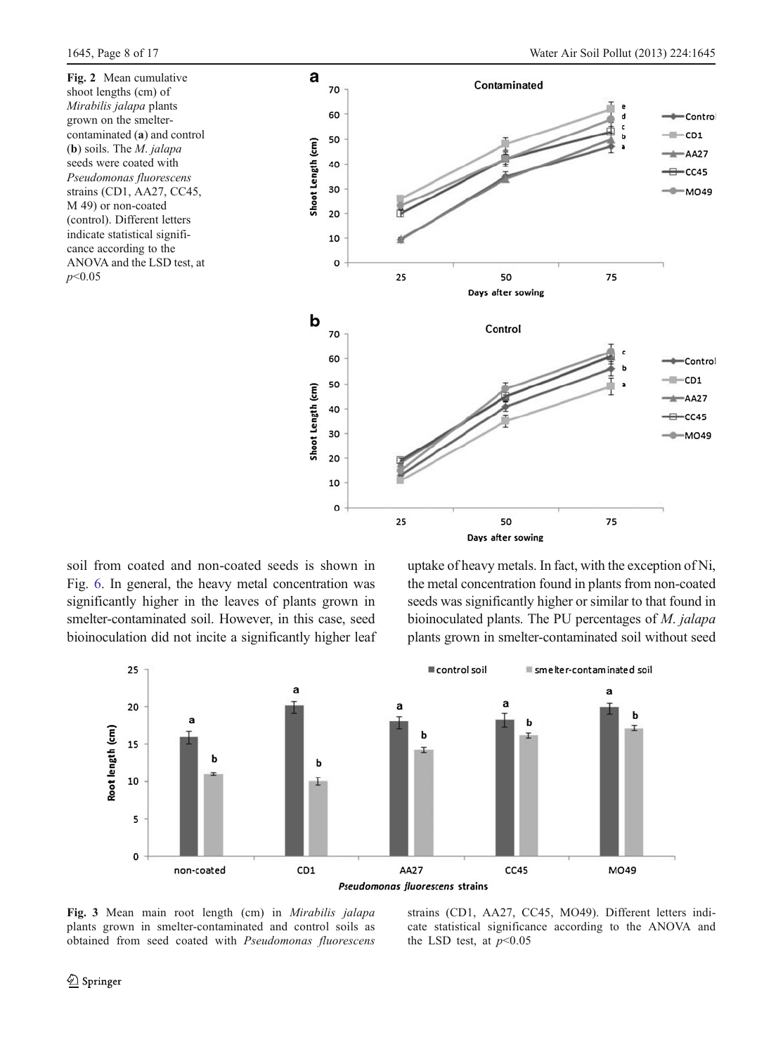**Fig. 2** Mean cumulative shoot lengths (cm) of *Mirabilis jalapa* plants grown on the smelter-contaminated (**a**) and control (**b**) soils. The *M. jalapa* seeds were coated with *Pseudomonas fluorescens* strains (CD1, AA27, CC45, M 49) or non-coated (control). Different letters indicate statistical significance according to the ANOVA and the LSD test, at $p<0.05$

soil from coated and non-coated seeds is shown in Fig. 6. In general, the heavy metal concentration was significantly higher in the leaves of plants grown in smelter-contaminated soil. However, in this case, seed bioinoculation did not incite a significantly higher leaf uptake of heavy metals. In fact, with the exception of Ni, the metal concentration found in plants from non-coated seeds was significantly higher or similar to that found in bioinoculated plants. The PU percentages of *M. jalapa* plants grown in smelter-contaminated soil without seed

**Fig. 3** Mean main root length (cm) in *Mirabilis jalapa* plants grown in smelter-contaminated and control soils as obtained from seed coated with *Pseudomonas fluorescens* strains (CD1, AA27, CC45, MO49). Different letters indicate statistical significance according to the ANOVA and the LSD test, at $p<0.05$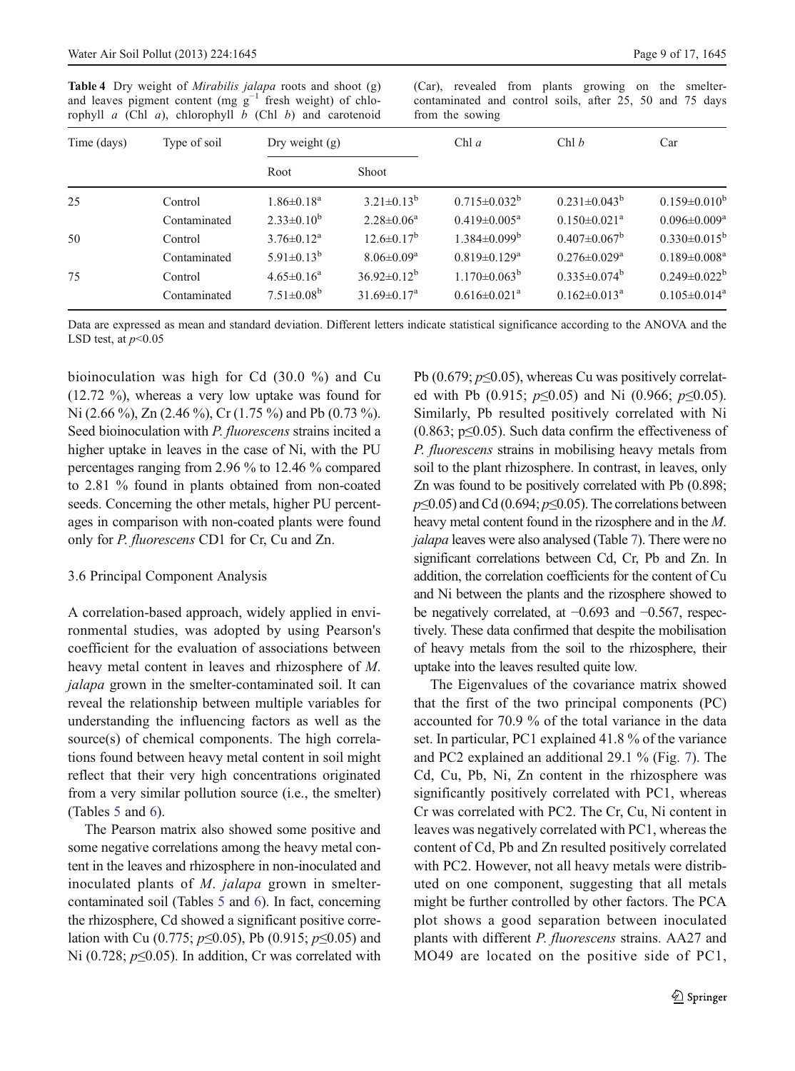**Table 4** Dry weight of *Mirabilis jalapa* roots and shoot (g) and leaves pigment content (mg $g^{-1}$ fresh weight) of chlorophyll *a* (Chl *a*), chlorophyll *b* (Chl *b*) and carotenoid (Car), revealed from plants growing on the smelter-contaminated and control soils, after 25, 50 and 75 days from the sowing

| Time (days) | Type of soil | Dry weight (g) | | Chl *a* | Chl *b* | Car |
|---|---|---|---|---|---|---|
| | | Root | Shoot | | | |
| 25 | Control | 1.86±0.18[a] | 3.21±0.13[b] | 0.715±0.032[b] | 0.231±0.043[b] | 0.159±0.010[b] |
| | Contaminated | 2.33±0.10[b] | 2.28±0.06[a] | 0.419±0.005[a] | 0.150±0.021[a] | 0.096±0.009[a] |
| 50 | Control | 3.76±0.12[a] | 12.6±0.17[b] | 1.384±0.099[b] | 0.407±0.067[b] | 0.330±0.015[b] |
| | Contaminated | 5.91±0.13[b] | 8.06±0.09[a] | 0.819±0.129[a] | 0.276±0.029[a] | 0.189±0.008[a] |
| 75 | Control | 4.65±0.16[a] | 36.92±0.12[b] | 1.170±0.063[b] | 0.335±0.074[b] | 0.249±0.022[b] |
| | Contaminated | 7.51±0.08[b] | 31.69±0.17[a] | 0.616±0.021[a] | 0.162±0.013[a] | 0.105±0.014[a] |

Data are expressed as mean and standard deviation. Different letters indicate statistical significance according to the ANOVA and the LSD test, at $p<0.05$

bioinoculation was high for Cd (30.0 %) and Cu (12.72 %), whereas a very low uptake was found for Ni (2.66 %), Zn (2.46 %), Cr (1.75 %) and Pb (0.73 %). Seed bioinoculation with *P. fluorescens* strains incited a higher uptake in leaves in the case of Ni, with the PU percentages ranging from 2.96 % to 12.46 % compared to 2.81 % found in plants obtained from non-coated seeds. Concerning the other metals, higher PU percentages in comparison with non-coated plants were found only for *P. fluorescens* CD1 for Cr, Cu and Zn.

### 3.6 Principal Component Analysis

A correlation-based approach, widely applied in environmental studies, was adopted by using Pearson's coefficient for the evaluation of associations between heavy metal content in leaves and rhizosphere of *M. jalapa* grown in the smelter-contaminated soil. It can reveal the relationship between multiple variables for understanding the influencing factors as well as the source(s) of chemical components. The high correlations found between heavy metal content in soil might reflect that their very high concentrations originated from a very similar pollution source (i.e., the smelter) (Tables 5 and 6).

The Pearson matrix also showed some positive and some negative correlations among the heavy metal content in the leaves and rhizosphere in non-inoculated and inoculated plants of *M. jalapa* grown in smelter-contaminated soil (Tables 5 and 6). In fact, concerning the rhizosphere, Cd showed a significant positive correlation with Cu (0.775; $p \leq 0.05$), Pb (0.915; $p \leq 0.05$) and Ni (0.728; $p \leq 0.05$). In addition, Cr was correlated with Pb (0.679; $p \leq 0.05$), whereas Cu was positively correlated with Pb (0.915; $p \leq 0.05$) and Ni (0.966; $p \leq 0.05$). Similarly, Pb resulted positively correlated with Ni (0.863; $p \leq 0.05$). Such data confirm the effectiveness of *P. fluorescens* strains in mobilising heavy metals from soil to the plant rhizosphere. In contrast, in leaves, only Zn was found to be positively correlated with Pb (0.898; $p \leq 0.05$) and Cd (0.694; $p \leq 0.05$). The correlations between heavy metal content found in the rizosphere and in the *M. jalapa* leaves were also analysed (Table 7). There were no significant correlations between Cd, Cr, Pb and Zn. In addition, the correlation coefficients for the content of Cu and Ni between the plants and the rizosphere showed to be negatively correlated, at −0.693 and −0.567, respectively. These data confirmed that despite the mobilisation of heavy metals from the soil to the rhizosphere, their uptake into the leaves resulted quite low.

The Eigenvalues of the covariance matrix showed that the first of the two principal components (PC) accounted for 70.9 % of the total variance in the data set. In particular, PC1 explained 41.8 % of the variance and PC2 explained an additional 29.1 % (Fig. 7). The Cd, Cu, Pb, Ni, Zn content in the rhizosphere was significantly positively correlated with PC1, whereas Cr was correlated with PC2. The Cr, Cu, Ni content in leaves was negatively correlated with PC1, whereas the content of Cd, Pb and Zn resulted positively correlated with PC2. However, not all heavy metals were distributed on one component, suggesting that all metals might be further controlled by other factors. The PCA plot shows a good separation between inoculated plants with different *P. fluorescens* strains. AA27 and MO49 are located on the positive side of PC1,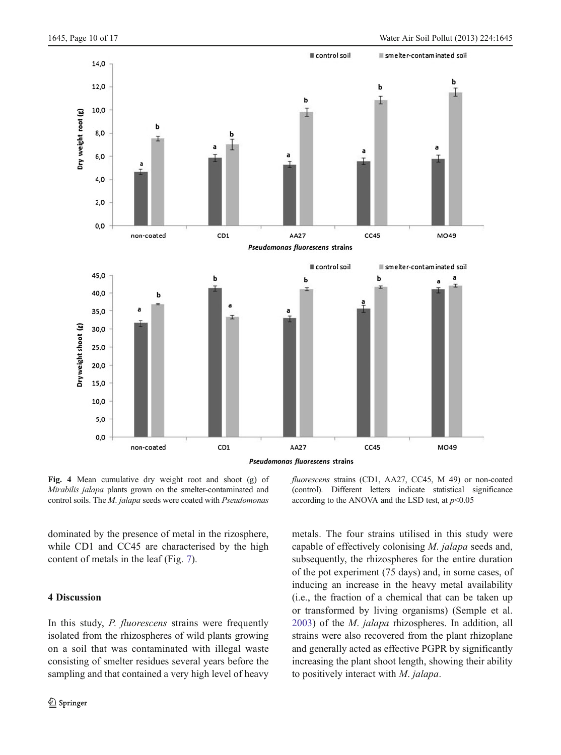**Fig. 4** Mean cumulative dry weight root and shoot (g) of *Mirabilis jalapa* plants grown on the smelter-contaminated and control soils. The *M. jalapa* seeds were coated with *Pseudomonas fluorescens* strains (CD1, AA27, CC45, M 49) or non-coated (control). Different letters indicate statistical significance according to the ANOVA and the LSD test, at $p<0.05$

dominated by the presence of metal in the rizosphere, while CD1 and CC45 are characterised by the high content of metals in the leaf (Fig. 7).

## 4 Discussion

In this study, *P. fluorescens* strains were frequently isolated from the rhizospheres of wild plants growing on a soil that was contaminated with illegal waste consisting of smelter residues several years before the sampling and that contained a very high level of heavy metals. The four strains utilised in this study were capable of effectively colonising *M. jalapa* seeds and, subsequently, the rhizospheres for the entire duration of the pot experiment (75 days) and, in some cases, of inducing an increase in the heavy metal availability (i.e., the fraction of a chemical that can be taken up or transformed by living organisms) (Semple et al. 2003) of the *M. jalapa* rhizospheres. In addition, all strains were also recovered from the plant rhizoplane and generally acted as effective PGPR by significantly increasing the plant shoot length, showing their ability to positively interact with *M. jalapa*.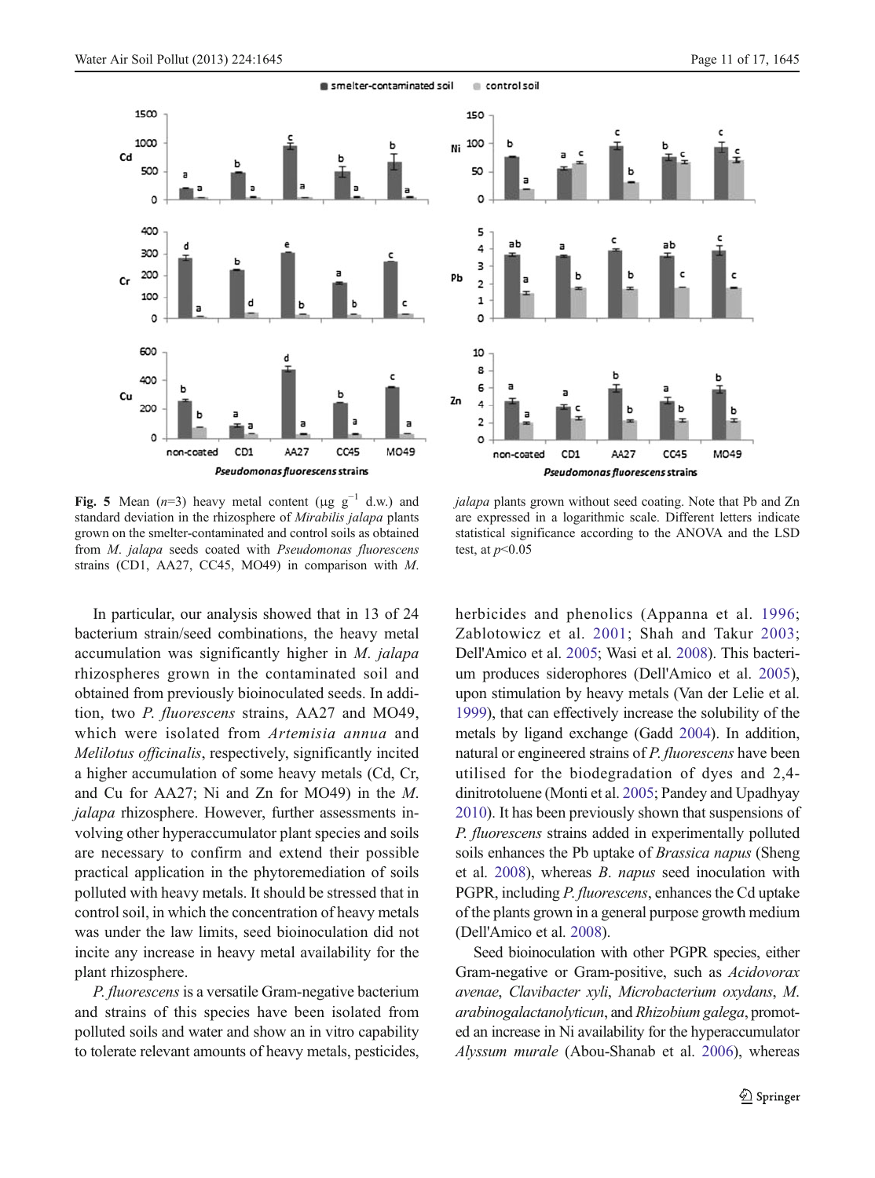**Fig. 5** Mean ($n$=3) heavy metal content (μg g$^{-1}$ d.w.) and standard deviation in the rhizosphere of *Mirabilis jalapa* plants grown on the smelter-contaminated and control soils as obtained from *M. jalapa* seeds coated with *Pseudomonas fluorescens* strains (CD1, AA27, CC45, MO49) in comparison with *M. jalapa* plants grown without seed coating. Note that Pb and Zn are expressed in a logarithmic scale. Different letters indicate statistical significance according to the ANOVA and the LSD test, at $p$<0.05

In particular, our analysis showed that in 13 of 24 bacterium strain/seed combinations, the heavy metal accumulation was significantly higher in *M. jalapa* rhizospheres grown in the contaminated soil and obtained from previously bioinoculated seeds. In addition, two *P. fluorescens* strains, AA27 and MO49, which were isolated from *Artemisia annua* and *Melilotus officinalis*, respectively, significantly incited a higher accumulation of some heavy metals (Cd, Cr, and Cu for AA27; Ni and Zn for MO49) in the *M. jalapa* rhizosphere. However, further assessments involving other hyperaccumulator plant species and soils are necessary to confirm and extend their possible practical application in the phytoremediation of soils polluted with heavy metals. It should be stressed that in control soil, in which the concentration of heavy metals was under the law limits, seed bioinoculation did not incite any increase in heavy metal availability for the plant rhizosphere.

*P. fluorescens* is a versatile Gram-negative bacterium and strains of this species have been isolated from polluted soils and water and show an in vitro capability to tolerate relevant amounts of heavy metals, pesticides, herbicides and phenolics (Appanna et al. 1996; Zablotowicz et al. 2001; Shah and Takur 2003; Dell'Amico et al. 2005; Wasi et al. 2008). This bacterium produces siderophores (Dell'Amico et al. 2005), upon stimulation by heavy metals (Van der Lelie et al. 1999), that can effectively increase the solubility of the metals by ligand exchange (Gadd 2004). In addition, natural or engineered strains of *P. fluorescens* have been utilised for the biodegradation of dyes and 2,4-dinitrotoluene (Monti et al. 2005; Pandey and Upadhyay 2010). It has been previously shown that suspensions of *P. fluorescens* strains added in experimentally polluted soils enhances the Pb uptake of *Brassica napus* (Sheng et al. 2008), whereas *B. napus* seed inoculation with PGPR, including *P. fluorescens*, enhances the Cd uptake of the plants grown in a general purpose growth medium (Dell'Amico et al. 2008).

Seed bioinoculation with other PGPR species, either Gram-negative or Gram-positive, such as *Acidovorax avenae*, *Clavibacter xyli*, *Microbacterium oxydans*, *M. arabinogalactanolyticum*, and *Rhizobium galega*, promoted an increase in Ni availability for the hyperaccumulator *Alyssum murale* (Abou-Shanab et al. 2006), whereas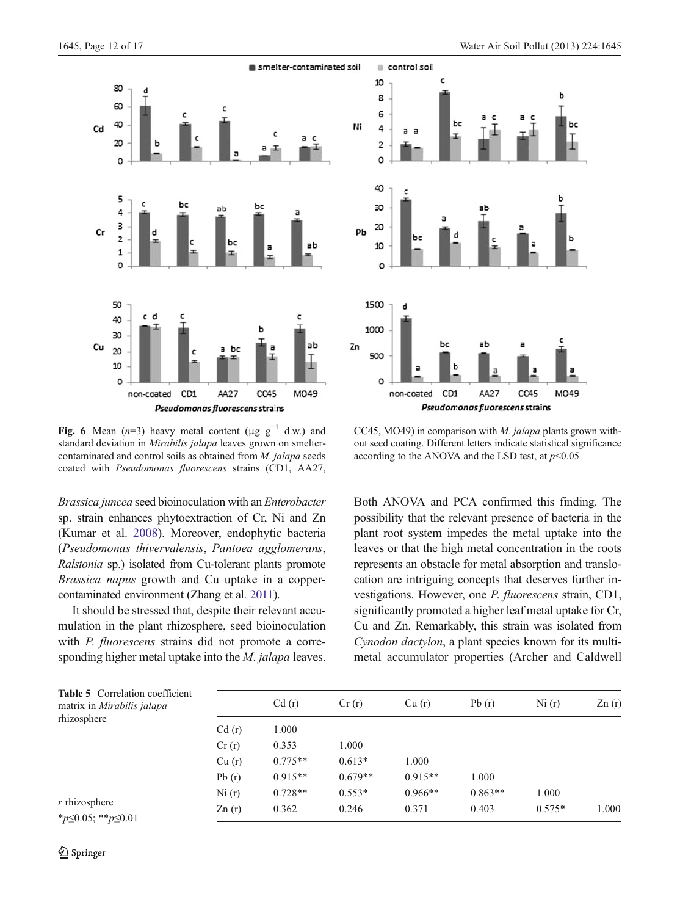**Fig. 6** Mean ($n$=3) heavy metal content (μg g$^{-1}$ d.w.) and standard deviation in *Mirabilis jalapa* leaves grown on smelter-contaminated and control soils as obtained from *M. jalapa* seeds coated with *Pseudomonas fluorescens* strains (CD1, AA27, CC45, MO49) in comparison with *M. jalapa* plants grown without seed coating. Different letters indicate statistical significance according to the ANOVA and the LSD test, at $p$<0.05

*Brassica juncea* seed bioinoculation with an *Enterobacter* sp. strain enhances phytoextraction of Cr, Ni and Zn (Kumar et al. 2008). Moreover, endophytic bacteria (*Pseudomonas thivervalensis*, *Pantoea agglomerans*, *Ralstonia* sp.) isolated from Cu-tolerant plants promote *Brassica napus* growth and Cu uptake in a copper-contaminated environment (Zhang et al. 2011).

It should be stressed that, despite their relevant accumulation in the plant rhizosphere, seed bioinoculation with *P. fluorescens* strains did not promote a corresponding higher metal uptake into the *M. jalapa* leaves. Both ANOVA and PCA confirmed this finding. The possibility that the relevant presence of bacteria in the plant root system impedes the metal uptake into the leaves or that the high metal concentration in the roots represents an obstacle for metal absorption and translocation are intriguing concepts that deserves further investigations. However, one *P. fluorescens* strain, CD1, significantly promoted a higher leaf metal uptake for Cr, Cu and Zn. Remarkably, this strain was isolated from *Cynodon dactylon*, a plant species known for its multi-metal accumulator properties (Archer and Caldwell

**Table 5** Correlation coefficient matrix in *Mirabilis jalapa* rhizosphere

| | Cd (r) | Cr (r) | Cu (r) | Pb (r) | Ni (r) | Zn (r) |
|---|---|---|---|---|---|---|
| Cd (r) | 1.000 | | | | | |
| Cr (r) | 0.353 | 1.000 | | | | |
| Cu (r) | 0.775** | 0.613* | 1.000 | | | |
| Pb (r) | 0.915** | 0.679** | 0.915** | 1.000 | | |
| Ni (r) | 0.728** | 0.553* | 0.966** | 0.863** | 1.000 | |
| Zn (r) | 0.362 | 0.246 | 0.371 | 0.403 | 0.575* | 1.000 |

*r* rhizosphere

*$p$≤0.05; **$p$≤0.01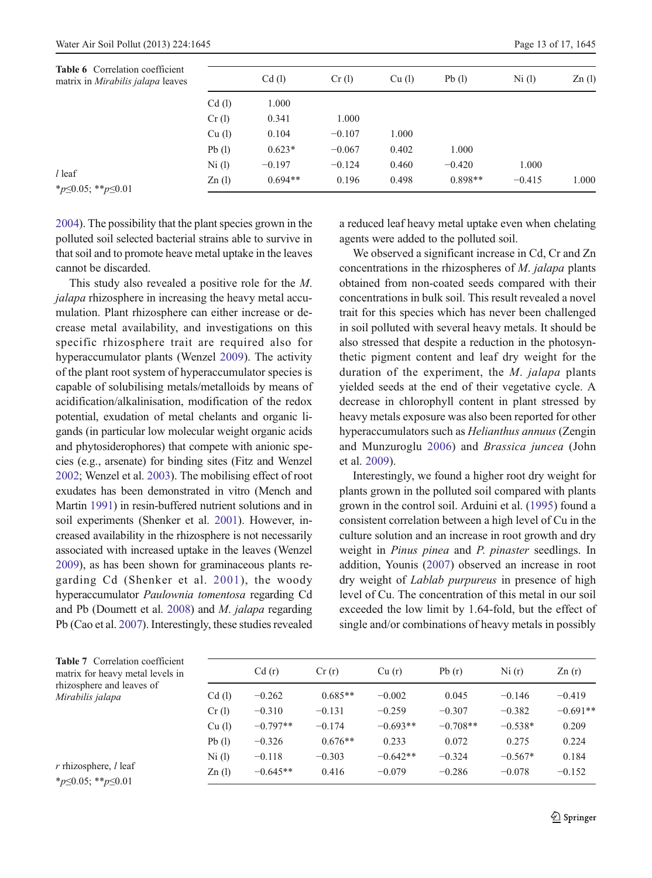**Table 6** Correlation coefficient matrix in *Mirabilis jalapa* leaves

| | Cd (l) | Cr (l) | Cu (l) | Pb (l) | Ni (l) | Zn (l) |
|---|---|---|---|---|---|---|
| Cd (l) | 1.000 | | | | | |
| Cr (l) | 0.341 | 1.000 | | | | |
| Cu (l) | 0.104 | −0.107 | 1.000 | | | |
| Pb (l) | 0.623* | −0.067 | 0.402 | 1.000 | | |
| Ni (l) | −0.197 | −0.124 | 0.460 | −0.420 | 1.000 | |
| Zn (l) | 0.694** | 0.196 | 0.498 | 0.898** | −0.415 | 1.000 |

*l* leaf

*$p \leq 0.05$; **$p \leq 0.01$

2004). The possibility that the plant species grown in the polluted soil selected bacterial strains able to survive in that soil and to promote heave metal uptake in the leaves cannot be discarded.

This study also revealed a positive role for the *M. jalapa* rhizosphere in increasing the heavy metal accumulation. Plant rhizosphere can either increase or decrease metal availability, and investigations on this specific rhizosphere trait are required also for hyperaccumulator plants (Wenzel 2009). The activity of the plant root system of hyperaccumulator species is capable of solubilising metals/metalloids by means of acidification/alkalinisation, modification of the redox potential, exudation of metal chelants and organic ligands (in particular low molecular weight organic acids and phytosiderophores) that compete with anionic species (e.g., arsenate) for binding sites (Fitz and Wenzel 2002; Wenzel et al. 2003). The mobilising effect of root exudates has been demonstrated in vitro (Mench and Martin 1991) in resin-buffered nutrient solutions and in soil experiments (Shenker et al. 2001). However, increased availability in the rhizosphere is not necessarily associated with increased uptake in the leaves (Wenzel 2009), as has been shown for graminaceous plants regarding Cd (Shenker et al. 2001), the woody hyperaccumulator *Paulownia tomentosa* regarding Cd and Pb (Doumett et al. 2008) and *M. jalapa* regarding Pb (Cao et al. 2007). Interestingly, these studies revealed a reduced leaf heavy metal uptake even when chelating agents were added to the polluted soil.

We observed a significant increase in Cd, Cr and Zn concentrations in the rhizospheres of *M. jalapa* plants obtained from non-coated seeds compared with their concentrations in bulk soil. This result revealed a novel trait for this species which has never been challenged in soil polluted with several heavy metals. It should be also stressed that despite a reduction in the photosynthetic pigment content and leaf dry weight for the duration of the experiment, the *M. jalapa* plants yielded seeds at the end of their vegetative cycle. A decrease in chlorophyll content in plant stressed by heavy metals exposure was also been reported for other hyperaccumulators such as *Helianthus annuus* (Zengin and Munzuroglu 2006) and *Brassica juncea* (John et al. 2009).

Interestingly, we found a higher root dry weight for plants grown in the polluted soil compared with plants grown in the control soil. Arduini et al. (1995) found a consistent correlation between a high level of Cu in the culture solution and an increase in root growth and dry weight in *Pinus pinea* and *P. pinaster* seedlings. In addition, Younis (2007) observed an increase in root dry weight of *Lablab purpureus* in presence of high level of Cu. The concentration of this metal in our soil exceeded the low limit by 1.64-fold, but the effect of single and/or combinations of heavy metals in possibly

**Table 7** Correlation coefficient matrix for heavy metal levels in rhizosphere and leaves of *Mirabilis jalapa*

| | Cd (r) | Cr (r) | Cu (r) | Pb (r) | Ni (r) | Zn (r) |
|---|---|---|---|---|---|---|
| Cd (l) | −0.262 | 0.685** | −0.002 | 0.045 | −0.146 | −0.419 |
| Cr (l) | −0.310 | −0.131 | −0.259 | −0.307 | −0.382 | −0.691** |
| Cu (l) | −0.797** | −0.174 | −0.693** | −0.708** | −0.538* | 0.209 |
| Pb (l) | −0.326 | 0.676** | 0.233 | 0.072 | 0.275 | 0.224 |
| Ni (l) | −0.118 | −0.303 | −0.642** | −0.324 | −0.567* | 0.184 |
| Zn (l) | −0.645** | 0.416 | −0.079 | −0.286 | −0.078 | −0.152 |

*r* rhizosphere, *l* leaf

*$p \leq 0.05$; **$p \leq 0.01$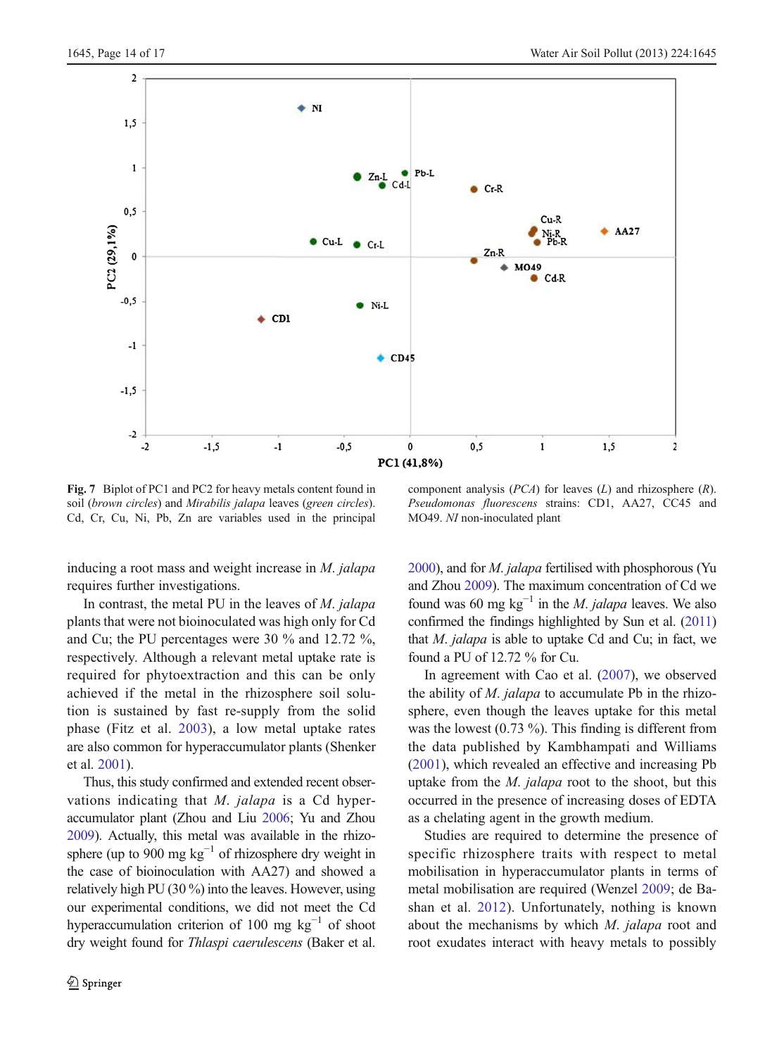Fig. 7 Biplot of PC1 and PC2 for heavy metals content found in soil (*brown circles*) and *Mirabilis jalapa* leaves (*green circles*). Cd, Cr, Cu, Ni, Pb, Zn are variables used in the principal component analysis (*PCA*) for leaves (*L*) and rhizosphere (*R*). *Pseudomonas fluorescens* strains: CD1, AA27, CC45 and MO49. *NI* non-inoculated plant

inducing a root mass and weight increase in *M. jalapa* requires further investigations.

In contrast, the metal PU in the leaves of *M. jalapa* plants that were not bioinoculated was high only for Cd and Cu; the PU percentages were 30 % and 12.72 %, respectively. Although a relevant metal uptake rate is required for phytoextraction and this can be only achieved if the metal in the rhizosphere soil solution is sustained by fast re-supply from the solid phase (Fitz et al. 2003), a low metal uptake rates are also common for hyperaccumulator plants (Shenker et al. 2001).

Thus, this study confirmed and extended recent observations indicating that *M. jalapa* is a Cd hyperaccumulator plant (Zhou and Liu 2006; Yu and Zhou 2009). Actually, this metal was available in the rhizosphere (up to 900 mg $kg^{-1}$ of rhizosphere dry weight in the case of bioinoculation with AA27) and showed a relatively high PU (30 %) into the leaves. However, using our experimental conditions, we did not meet the Cd hyperaccumulation criterion of 100 mg $kg^{-1}$ of shoot dry weight found for *Thlaspi caerulescens* (Baker et al. 2000), and for *M. jalapa* fertilised with phosphorous (Yu and Zhou 2009). The maximum concentration of Cd we found was 60 mg $kg^{-1}$ in the *M. jalapa* leaves. We also confirmed the findings highlighted by Sun et al. (2011) that *M. jalapa* is able to uptake Cd and Cu; in fact, we found a PU of 12.72 % for Cu.

In agreement with Cao et al. (2007), we observed the ability of *M. jalapa* to accumulate Pb in the rhizosphere, even though the leaves uptake for this metal was the lowest (0.73 %). This finding is different from the data published by Kambhampati and Williams (2001), which revealed an effective and increasing Pb uptake from the *M. jalapa* root to the shoot, but this occurred in the presence of increasing doses of EDTA as a chelating agent in the growth medium.

Studies are required to determine the presence of specific rhizosphere traits with respect to metal mobilisation in hyperaccumulator plants in terms of metal mobilisation are required (Wenzel 2009; de Bashan et al. 2012). Unfortunately, nothing is known about the mechanisms by which *M. jalapa* root and root exudates interact with heavy metals to possibly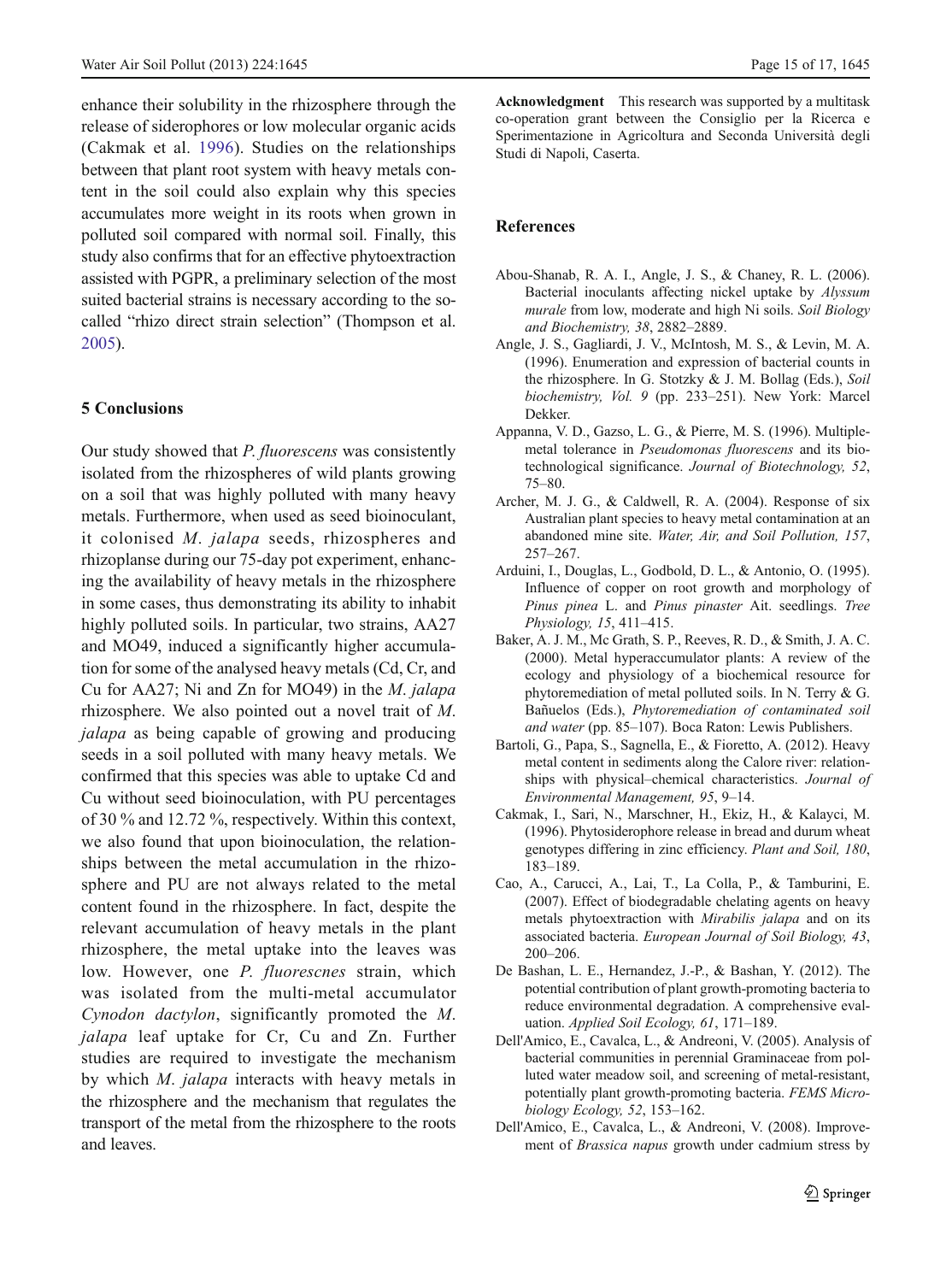enhance their solubility in the rhizosphere through the release of siderophores or low molecular organic acids (Cakmak et al. 1996). Studies on the relationships between that plant root system with heavy metals content in the soil could also explain why this species accumulates more weight in its roots when grown in polluted soil compared with normal soil. Finally, this study also confirms that for an effective phytoextraction assisted with PGPR, a preliminary selection of the most suited bacterial strains is necessary according to the so-called "rhizo direct strain selection" (Thompson et al. 2005).

## 5 Conclusions

Our study showed that *P. fluorescens* was consistently isolated from the rhizospheres of wild plants growing on a soil that was highly polluted with many heavy metals. Furthermore, when used as seed bioinoculant, it colonised *M. jalapa* seeds, rhizospheres and rhizoplanse during our 75-day pot experiment, enhancing the availability of heavy metals in the rhizosphere in some cases, thus demonstrating its ability to inhabit highly polluted soils. In particular, two strains, AA27 and MO49, induced a significantly higher accumulation for some of the analysed heavy metals (Cd, Cr, and Cu for AA27; Ni and Zn for MO49) in the *M. jalapa* rhizosphere. We also pointed out a novel trait of *M. jalapa* as being capable of growing and producing seeds in a soil polluted with many heavy metals. We confirmed that this species was able to uptake Cd and Cu without seed bioinoculation, with PU percentages of 30 % and 12.72 %, respectively. Within this context, we also found that upon bioinoculation, the relationships between the metal accumulation in the rhizosphere and PU are not always related to the metal content found in the rhizosphere. In fact, despite the relevant accumulation of heavy metals in the plant rhizosphere, the metal uptake into the leaves was low. However, one *P. fluorescnes* strain, which was isolated from the multi-metal accumulator *Cynodon dactylon*, significantly promoted the *M. jalapa* leaf uptake for Cr, Cu and Zn. Further studies are required to investigate the mechanism by which *M. jalapa* interacts with heavy metals in the rhizosphere and the mechanism that regulates the transport of the metal from the rhizosphere to the roots and leaves.

**Acknowledgment** This research was supported by a multitask co-operation grant between the Consiglio per la Ricerca e Sperimentazione in Agricoltura and Seconda Università degli Studi di Napoli, Caserta.

## References

Abou-Shanab, R. A. I., Angle, J. S., & Chaney, R. L. (2006). Bacterial inoculants affecting nickel uptake by *Alyssum murale* from low, moderate and high Ni soils. *Soil Biology and Biochemistry, 38*, 2882–2889.

Angle, J. S., Gagliardi, J. V., McIntosh, M. S., & Levin, M. A. (1996). Enumeration and expression of bacterial counts in the rhizosphere. In G. Stotzky & J. M. Bollag (Eds.), *Soil biochemistry, Vol. 9* (pp. 233–251). New York: Marcel Dekker.

Appanna, V. D., Gazso, L. G., & Pierre, M. S. (1996). Multiple-metal tolerance in *Pseudomonas fluorescens* and its biotechnological significance. *Journal of Biotechnology, 52*, 75–80.

Archer, M. J. G., & Caldwell, R. A. (2004). Response of six Australian plant species to heavy metal contamination at an abandoned mine site. *Water, Air, and Soil Pollution, 157*, 257–267.

Arduini, I., Douglas, L., Godbold, D. L., & Antonio, O. (1995). Influence of copper on root growth and morphology of *Pinus pinea* L. and *Pinus pinaster* Ait. seedlings. *Tree Physiology, 15*, 411–415.

Baker, A. J. M., Mc Grath, S. P., Reeves, R. D., & Smith, J. A. C. (2000). Metal hyperaccumulator plants: A review of the ecology and physiology of a biochemical resource for phytoremediation of metal polluted soils. In N. Terry & G. Bañuelos (Eds.), *Phytoremediation of contaminated soil and water* (pp. 85–107). Boca Raton: Lewis Publishers.

Bartoli, G., Papa, S., Sagnella, E., & Fioretto, A. (2012). Heavy metal content in sediments along the Calore river: relationships with physical–chemical characteristics. *Journal of Environmental Management, 95*, 9–14.

Cakmak, I., Sari, N., Marschner, H., Ekiz, H., & Kalayci, M. (1996). Phytosiderophore release in bread and durum wheat genotypes differing in zinc efficiency. *Plant and Soil, 180*, 183–189.

Cao, A., Carucci, A., Lai, T., La Colla, P., & Tamburini, E. (2007). Effect of biodegradable chelating agents on heavy metals phytoextraction with *Mirabilis jalapa* and on its associated bacteria. *European Journal of Soil Biology, 43*, 200–206.

De Bashan, L. E., Hernandez, J.-P., & Bashan, Y. (2012). The potential contribution of plant growth-promoting bacteria to reduce environmental degradation. A comprehensive evaluation. *Applied Soil Ecology, 61*, 171–189.

Dell'Amico, E., Cavalca, L., & Andreoni, V. (2005). Analysis of bacterial communities in perennial Graminaceae from polluted water meadow soil, and screening of metal-resistant, potentially plant growth-promoting bacteria. *FEMS Microbiology Ecology, 52*, 153–162.

Dell'Amico, E., Cavalca, L., & Andreoni, V. (2008). Improvement of *Brassica napus* growth under cadmium stress by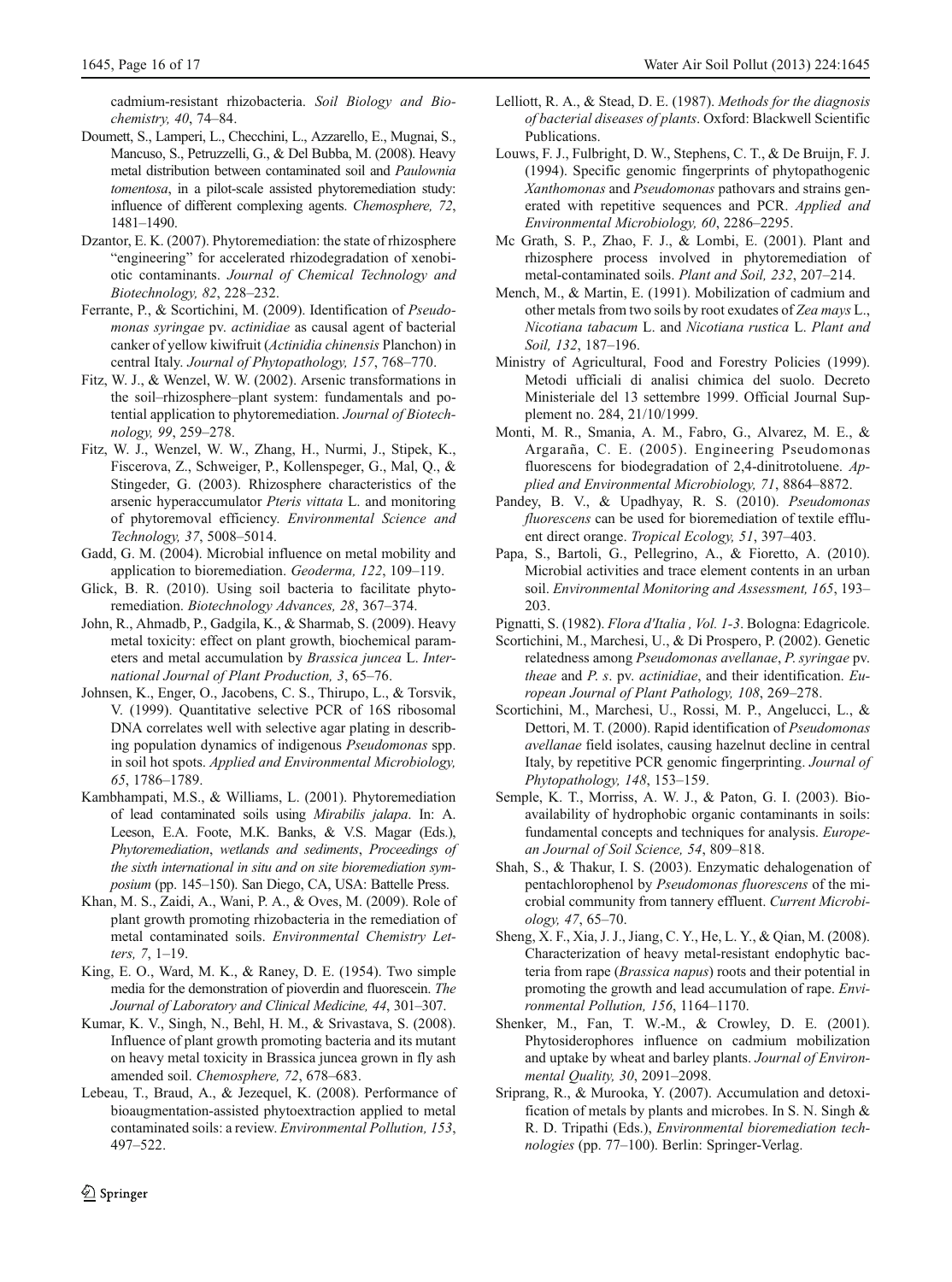cadmium-resistant rhizobacteria. *Soil Biology and Biochemistry, 40*, 74–84.

Doumett, S., Lamperi, L., Checchini, L., Azzarello, E., Mugnai, S., Mancuso, S., Petruzzelli, G., & Del Bubba, M. (2008). Heavy metal distribution between contaminated soil and *Paulownia tomentosa*, in a pilot-scale assisted phytoremediation study: influence of different complexing agents. *Chemosphere, 72*, 1481–1490.

Dzantor, E. K. (2007). Phytoremediation: the state of rhizosphere "engineering" for accelerated rhizodegradation of xenobiotic contaminants. *Journal of Chemical Technology and Biotechnology, 82*, 228–232.

Ferrante, P., & Scortichini, M. (2009). Identification of *Pseudomonas syringae* pv. *actinidiae* as causal agent of bacterial canker of yellow kiwifruit (*Actinidia chinensis* Planchon) in central Italy. *Journal of Phytopathology, 157*, 768–770.

Fitz, W. J., & Wenzel, W. W. (2002). Arsenic transformations in the soil–rhizosphere–plant system: fundamentals and potential application to phytoremediation. *Journal of Biotechnology, 99*, 259–278.

Fitz, W. J., Wenzel, W. W., Zhang, H., Nurmi, J., Stipek, K., Fiscerova, Z., Schweiger, P., Kollenspeger, G., Mal, Q., & Stingeder, G. (2003). Rhizosphere characteristics of the arsenic hyperaccumulator *Pteris vittata* L. and monitoring of phytoremoval efficiency. *Environmental Science and Technology, 37*, 5008–5014.

Gadd, G. M. (2004). Microbial influence on metal mobility and application to bioremediation. *Geoderma, 122*, 109–119.

Glick, B. R. (2010). Using soil bacteria to facilitate phytoremediation. *Biotechnology Advances, 28*, 367–374.

John, R., Ahmadb, P., Gadgila, K., & Sharmab, S. (2009). Heavy metal toxicity: effect on plant growth, biochemical parameters and metal accumulation by *Brassica juncea* L. *International Journal of Plant Production, 3*, 65–76.

Johnsen, K., Enger, O., Jacobens, C. S., Thirupo, L., & Torsvik, V. (1999). Quantitative selective PCR of 16S ribosomal DNA correlates well with selective agar plating in describing population dynamics of indigenous *Pseudomonas* spp. in soil hot spots. *Applied and Environmental Microbiology, 65*, 1786–1789.

Kambhampati, M.S., & Williams, L. (2001). Phytoremediation of lead contaminated soils using *Mirabilis jalapa*. In: A. Leeson, E.A. Foote, M.K. Banks, & V.S. Magar (Eds.), *Phytoremediation*, *wetlands and sediments*, *Proceedings of the sixth international in situ and on site bioremediation symposium* (pp. 145–150). San Diego, CA, USA: Battelle Press.

Khan, M. S., Zaidi, A., Wani, P. A., & Oves, M. (2009). Role of plant growth promoting rhizobacteria in the remediation of metal contaminated soils. *Environmental Chemistry Letters, 7*, 1–19.

King, E. O., Ward, M. K., & Raney, D. E. (1954). Two simple media for the demonstration of pioverdin and fluorescein. *The Journal of Laboratory and Clinical Medicine, 44*, 301–307.

Kumar, K. V., Singh, N., Behl, H. M., & Srivastava, S. (2008). Influence of plant growth promoting bacteria and its mutant on heavy metal toxicity in Brassica juncea grown in fly ash amended soil. *Chemosphere, 72*, 678–683.

Lebeau, T., Braud, A., & Jezequel, K. (2008). Performance of bioaugmentation-assisted phytoextraction applied to metal contaminated soils: a review. *Environmental Pollution, 153*, 497–522.

Lelliott, R. A., & Stead, D. E. (1987). *Methods for the diagnosis of bacterial diseases of plants*. Oxford: Blackwell Scientific Publications.

Louws, F. J., Fulbright, D. W., Stephens, C. T., & De Bruijn, F. J. (1994). Specific genomic fingerprints of phytopathogenic *Xanthomonas* and *Pseudomonas* pathovars and strains generated with repetitive sequences and PCR. *Applied and Environmental Microbiology, 60*, 2286–2295.

Mc Grath, S. P., Zhao, F. J., & Lombi, E. (2001). Plant and rhizosphere process involved in phytoremediation of metal-contaminated soils. *Plant and Soil, 232*, 207–214.

Mench, M., & Martin, E. (1991). Mobilization of cadmium and other metals from two soils by root exudates of *Zea mays* L., *Nicotiana tabacum* L. and *Nicotiana rustica* L. *Plant and Soil, 132*, 187–196.

Ministry of Agricultural, Food and Forestry Policies (1999). Metodi ufficiali di analisi chimica del suolo. Decreto Ministeriale del 13 settembre 1999. Official Journal Supplement no. 284, 21/10/1999.

Monti, M. R., Smania, A. M., Fabro, G., Alvarez, M. E., & Argaraña, C. E. (2005). Engineering Pseudomonas fluorescens for biodegradation of 2,4-dinitrotoluene. *Applied and Environmental Microbiology, 71*, 8864–8872.

Pandey, B. V., & Upadhyay, R. S. (2010). *Pseudomonas fluorescens* can be used for bioremediation of textile effluent direct orange. *Tropical Ecology, 51*, 397–403.

Papa, S., Bartoli, G., Pellegrino, A., & Fioretto, A. (2010). Microbial activities and trace element contents in an urban soil. *Environmental Monitoring and Assessment, 165*, 193–203.

Pignatti, S. (1982). *Flora d'Italia , Vol. 1-3*. Bologna: Edagricole.

Scortichini, M., Marchesi, U., & Di Prospero, P. (2002). Genetic relatedness among *Pseudomonas avellanae*, *P. syringae* pv. *theae* and *P. s*. pv. *actinidiae*, and their identification. *European Journal of Plant Pathology, 108*, 269–278.

Scortichini, M., Marchesi, U., Rossi, M. P., Angelucci, L., & Dettori, M. T. (2000). Rapid identification of *Pseudomonas avellanae* field isolates, causing hazelnut decline in central Italy, by repetitive PCR genomic fingerprinting. *Journal of Phytopathology, 148*, 153–159.

Semple, K. T., Morriss, A. W. J., & Paton, G. I. (2003). Bioavailability of hydrophobic organic contaminants in soils: fundamental concepts and techniques for analysis. *European Journal of Soil Science, 54*, 809–818.

Shah, S., & Thakur, I. S. (2003). Enzymatic dehalogenation of pentachlorophenol by *Pseudomonas fluorescens* of the microbial community from tannery effluent. *Current Microbiology, 47*, 65–70.

Sheng, X. F., Xia, J. J., Jiang, C. Y., He, L. Y., & Qian, M. (2008). Characterization of heavy metal-resistant endophytic bacteria from rape (*Brassica napus*) roots and their potential in promoting the growth and lead accumulation of rape. *Environmental Pollution, 156*, 1164–1170.

Shenker, M., Fan, T. W.-M., & Crowley, D. E. (2001). Phytosiderophores influence on cadmium mobilization and uptake by wheat and barley plants. *Journal of Environmental Quality, 30*, 2091–2098.

Sriprang, R., & Murooka, Y. (2007). Accumulation and detoxification of metals by plants and microbes. In S. N. Singh & R. D. Tripathi (Eds.), *Environmental bioremediation technologies* (pp. 77–100). Berlin: Springer-Verlag.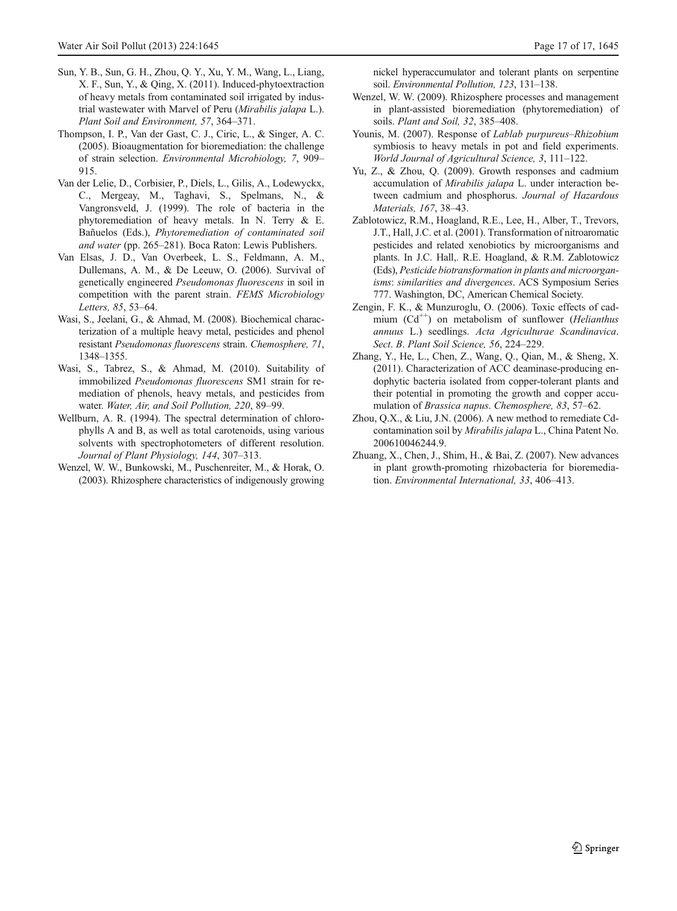Sun, Y. B., Sun, G. H., Zhou, Q. Y., Xu, Y. M., Wang, L., Liang, X. F., Sun, Y., & Qing, X. (2011). Induced-phytoextraction of heavy metals from contaminated soil irrigated by industrial wastewater with Marvel of Peru (*Mirabilis jalapa* L.). *Plant Soil and Environment, 57*, 364–371.

Thompson, I. P., Van der Gast, C. J., Ciric, L., & Singer, A. C. (2005). Bioaugmentation for bioremediation: the challenge of strain selection. *Environmental Microbiology, 7*, 909–915.

Van der Lelie, D., Corbisier, P., Diels, L., Gilis, A., Lodewyckx, C., Mergeay, M., Taghavi, S., Spelmans, N., & Vangronsveld, J. (1999). The role of bacteria in the phytoremediation of heavy metals. In N. Terry & E. Bañuelos (Eds.), *Phytoremediation of contaminated soil and water* (pp. 265–281). Boca Raton: Lewis Publishers.

Van Elsas, J. D., Van Overbeek, L. S., Feldmann, A. M., Dullemans, A. M., & De Leeuw, O. (2006). Survival of genetically engineered *Pseudomonas fluorescens* in soil in competition with the parent strain. *FEMS Microbiology Letters, 85*, 53–64.

Wasi, S., Jeelani, G., & Ahmad, M. (2008). Biochemical characterization of a multiple heavy metal, pesticides and phenol resistant *Pseudomonas fluorescens* strain. *Chemosphere, 71*, 1348–1355.

Wasi, S., Tabrez, S., & Ahmad, M. (2010). Suitability of immobilized *Pseudomonas fluorescens* SM1 strain for remediation of phenols, heavy metals, and pesticides from water. *Water, Air, and Soil Pollution, 220*, 89–99.

Wellburn, A. R. (1994). The spectral determination of chlorophylls A and B, as well as total carotenoids, using various solvents with spectrophotometers of different resolution. *Journal of Plant Physiology, 144*, 307–313.

Wenzel, W. W., Bunkowski, M., Puschenreiter, M., & Horak, O. (2003). Rhizosphere characteristics of indigenously growing nickel hyperaccumulator and tolerant plants on serpentine soil. *Environmental Pollution, 123*, 131–138.

Wenzel, W. W. (2009). Rhizosphere processes and management in plant-assisted bioremediation (phytoremediation) of soils. *Plant and Soil, 32*, 385–408.

Younis, M. (2007). Response of *Lablab purpureus–Rhizobium* symbiosis to heavy metals in pot and field experiments. *World Journal of Agricultural Science, 3*, 111–122.

Yu, Z., & Zhou, Q. (2009). Growth responses and cadmium accumulation of *Mirabilis jalapa* L. under interaction between cadmium and phosphorus. *Journal of Hazardous Materials, 167*, 38–43.

Zablotowicz, R.M., Hoagland, R.E., Lee, H., Alber, T., Trevors, J.T., Hall, J.C. et al. (2001). Transformation of nitroaromatic pesticides and related xenobiotics by microorganisms and plants. In J.C. Hall,. R.E. Hoagland, & R.M. Zablotowicz (Eds), *Pesticide biotransformation in plants and microorganisms*: *similarities and divergences*. ACS Symposium Series 777. Washington, DC, American Chemical Society.

Zengin, F. K., & Munzuroglu, O. (2006). Toxic effects of cadmium ($Cd^{++}$) on metabolism of sunflower (*Helianthus annuus* L.) seedlings. *Acta Agriculturae Scandinavica*. *Sect*. *B*. *Plant Soil Science, 56*, 224–229.

Zhang, Y., He, L., Chen, Z., Wang, Q., Qian, M., & Sheng, X. (2011). Characterization of ACC deaminase-producing endophytic bacteria isolated from copper-tolerant plants and their potential in promoting the growth and copper accumulation of *Brassica napus*. *Chemosphere, 83*, 57–62.

Zhou, Q.X., & Liu, J.N. (2006). A new method to remediate Cd-contamination soil by *Mirabilis jalapa* L., China Patent No. 200610046244.9.

Zhuang, X., Chen, J., Shim, H., & Bai, Z. (2007). New advances in plant growth-promoting rhizobacteria for bioremediation. *Environmental International, 33*, 406–413.